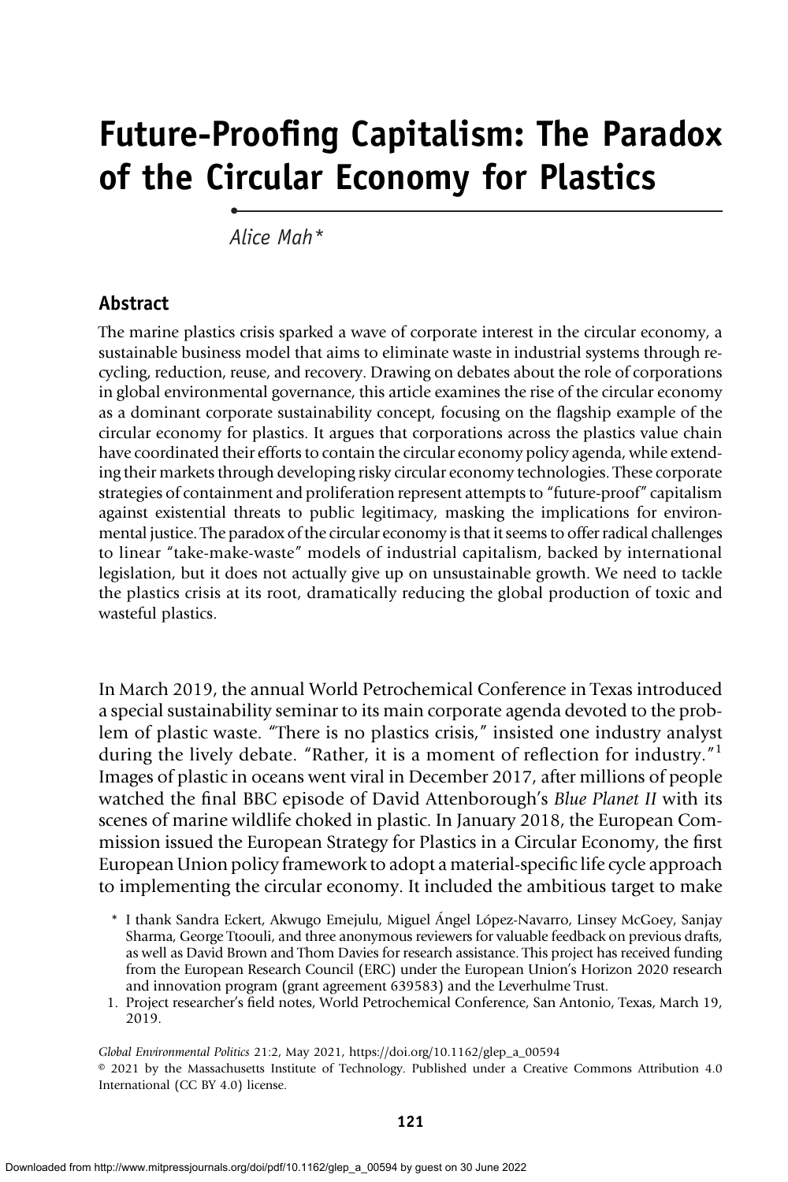# Future-Proofing Capitalism: The Paradox of the Circular Economy for Plastics

*Alice Mah**

## Abstract

The marine plastics crisis sparked a wave of corporate interest in the circular economy, a sustainable business model that aims to eliminate waste in industrial systems through recycling, reduction, reuse, and recovery. Drawing on debates about the role of corporations in global environmental governance, this article examines the rise of the circular economy as a dominant corporate sustainability concept, focusing on the flagship example of the circular economy for plastics. It argues that corporations across the plastics value chain have coordinated their efforts to contain the circular economy policy agenda, while extending their markets through developing risky circular economy technologies. These corporate strategies of containment and proliferation represent attempts to "future-proof" capitalism against existential threats to public legitimacy, masking the implications for environmental justice. The paradox of the circular economy is that it seems to offer radical challenges to linear "take-make-waste" models of industrial capitalism, backed by international legislation, but it does not actually give up on unsustainable growth. We need to tackle the plastics crisis at its root, dramatically reducing the global production of toxic and wasteful plastics.

In March 2019, the annual World Petrochemical Conference in Texas introduced a special sustainability seminar to its main corporate agenda devoted to the problem of plastic waste. "There is no plastics crisis," insisted one industry analyst during the lively debate. "Rather, it is a moment of reflection for industry."[1] Images of plastic in oceans went viral in December 2017, after millions of people watched the final BBC episode of David Attenborough's *Blue Planet II* with its scenes of marine wildlife choked in plastic. In January 2018, the European Commission issued the European Strategy for Plastics in a Circular Economy, the first European Union policy framework to adopt a material-specific life cycle approach to implementing the circular economy. It included the ambitious target to make

\* I thank Sandra Eckert, Akwugo Emejulu, Miguel Ángel López-Navarro, Linsey McGoey, Sanjay Sharma, George Ttoouli, and three anonymous reviewers for valuable feedback on previous drafts, as well as David Brown and Thom Davies for research assistance. This project has received funding from the European Research Council (ERC) under the European Union's Horizon 2020 research and innovation program (grant agreement 639583) and the Leverhulme Trust.

1. Project researcher's field notes, World Petrochemical Conference, San Antonio, Texas, March 19, 2019.

*Global Environmental Politics* 21:2, May 2021, https://doi.org/10.1162/glep_a_00594
© 2021 by the Massachusetts Institute of Technology. Published under a Creative Commons Attribution 4.0 International (CC BY 4.0) license.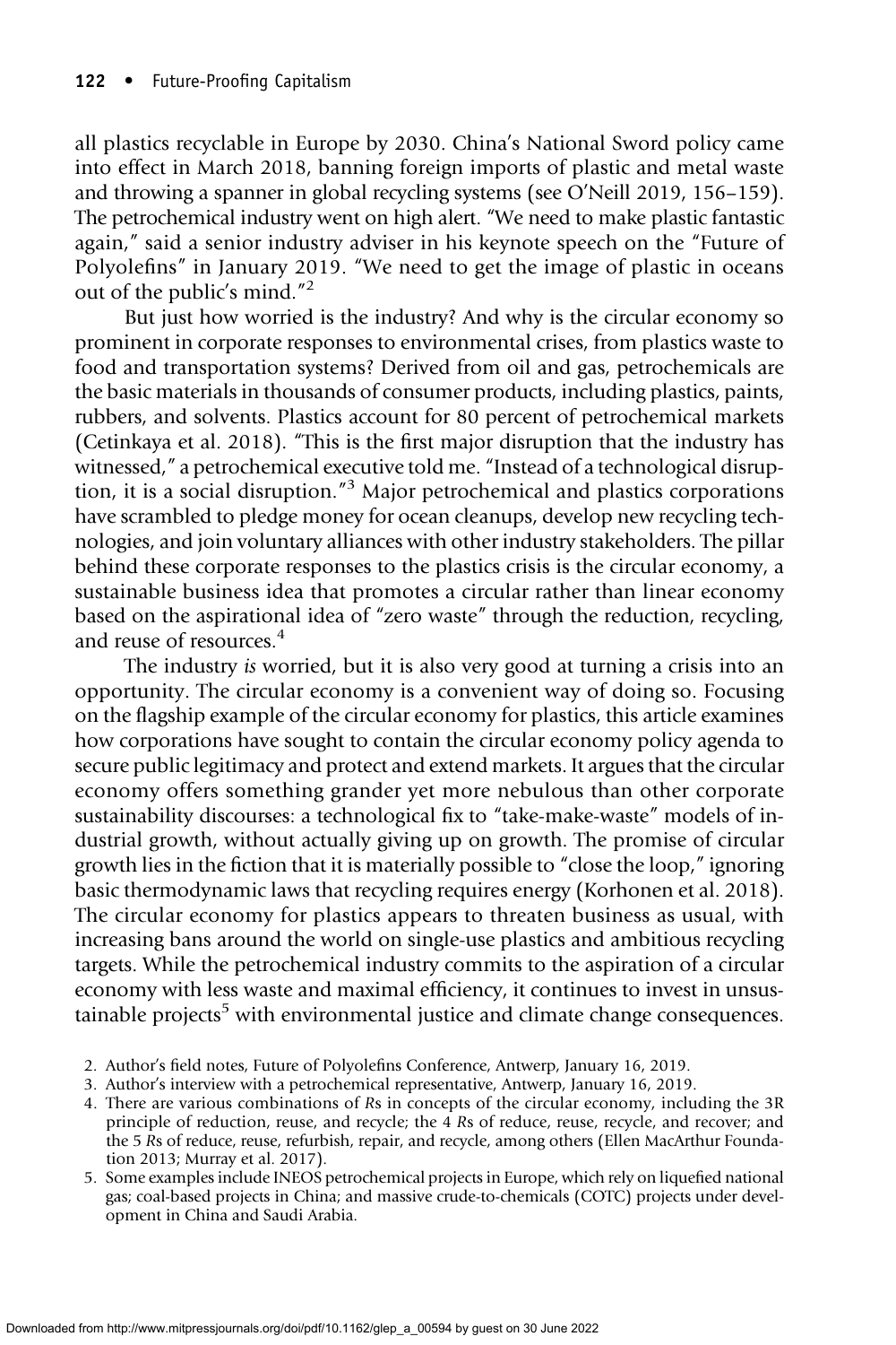all plastics recyclable in Europe by 2030. China's National Sword policy came into effect in March 2018, banning foreign imports of plastic and metal waste and throwing a spanner in global recycling systems (see O'Neill 2019, 156–159). The petrochemical industry went on high alert. "We need to make plastic fantastic again," said a senior industry adviser in his keynote speech on the "Future of Polyolefins" in January 2019. "We need to get the image of plastic in oceans out of the public's mind."[2]

But just how worried is the industry? And why is the circular economy so prominent in corporate responses to environmental crises, from plastics waste to food and transportation systems? Derived from oil and gas, petrochemicals are the basic materials in thousands of consumer products, including plastics, paints, rubbers, and solvents. Plastics account for 80 percent of petrochemical markets (Cetinkaya et al. 2018). "This is the first major disruption that the industry has witnessed," a petrochemical executive told me. "Instead of a technological disruption, it is a social disruption."[3] Major petrochemical and plastics corporations have scrambled to pledge money for ocean cleanups, develop new recycling technologies, and join voluntary alliances with other industry stakeholders. The pillar behind these corporate responses to the plastics crisis is the circular economy, a sustainable business idea that promotes a circular rather than linear economy based on the aspirational idea of "zero waste" through the reduction, recycling, and reuse of resources.[4]

The industry *is* worried, but it is also very good at turning a crisis into an opportunity. The circular economy is a convenient way of doing so. Focusing on the flagship example of the circular economy for plastics, this article examines how corporations have sought to contain the circular economy policy agenda to secure public legitimacy and protect and extend markets. It argues that the circular economy offers something grander yet more nebulous than other corporate sustainability discourses: a technological fix to "take-make-waste" models of industrial growth, without actually giving up on growth. The promise of circular growth lies in the fiction that it is materially possible to "close the loop," ignoring basic thermodynamic laws that recycling requires energy (Korhonen et al. 2018). The circular economy for plastics appears to threaten business as usual, with increasing bans around the world on single-use plastics and ambitious recycling targets. While the petrochemical industry commits to the aspiration of a circular economy with less waste and maximal efficiency, it continues to invest in unsustainable projects[5] with environmental justice and climate change consequences.

2. Author's field notes, Future of Polyolefins Conference, Antwerp, January 16, 2019.
3. Author's interview with a petrochemical representative, Antwerp, January 16, 2019.
4. There are various combinations of *R*s in concepts of the circular economy, including the 3R principle of reduction, reuse, and recycle; the 4 *R*s of reduce, reuse, recycle, and recover; and the 5 *R*s of reduce, reuse, refurbish, repair, and recycle, among others (Ellen MacArthur Foundation 2013; Murray et al. 2017).
5. Some examples include INEOS petrochemical projects in Europe, which rely on liquefied national gas; coal-based projects in China; and massive crude-to-chemicals (COTC) projects under development in China and Saudi Arabia.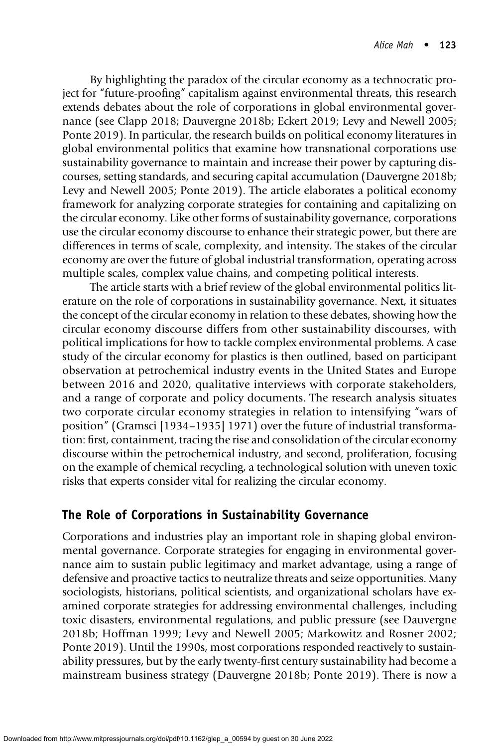By highlighting the paradox of the circular economy as a technocratic project for "future-proofing" capitalism against environmental threats, this research extends debates about the role of corporations in global environmental governance (see Clapp 2018; Dauvergne 2018b; Eckert 2019; Levy and Newell 2005; Ponte 2019). In particular, the research builds on political economy literatures in global environmental politics that examine how transnational corporations use sustainability governance to maintain and increase their power by capturing discourses, setting standards, and securing capital accumulation (Dauvergne 2018b; Levy and Newell 2005; Ponte 2019). The article elaborates a political economy framework for analyzing corporate strategies for containing and capitalizing on the circular economy. Like other forms of sustainability governance, corporations use the circular economy discourse to enhance their strategic power, but there are differences in terms of scale, complexity, and intensity. The stakes of the circular economy are over the future of global industrial transformation, operating across multiple scales, complex value chains, and competing political interests.

The article starts with a brief review of the global environmental politics literature on the role of corporations in sustainability governance. Next, it situates the concept of the circular economy in relation to these debates, showing how the circular economy discourse differs from other sustainability discourses, with political implications for how to tackle complex environmental problems. A case study of the circular economy for plastics is then outlined, based on participant observation at petrochemical industry events in the United States and Europe between 2016 and 2020, qualitative interviews with corporate stakeholders, and a range of corporate and policy documents. The research analysis situates two corporate circular economy strategies in relation to intensifying "wars of position" (Gramsci [1934–1935] 1971) over the future of industrial transformation: first, containment, tracing the rise and consolidation of the circular economy discourse within the petrochemical industry, and second, proliferation, focusing on the example of chemical recycling, a technological solution with uneven toxic risks that experts consider vital for realizing the circular economy.

## The Role of Corporations in Sustainability Governance

Corporations and industries play an important role in shaping global environmental governance. Corporate strategies for engaging in environmental governance aim to sustain public legitimacy and market advantage, using a range of defensive and proactive tactics to neutralize threats and seize opportunities. Many sociologists, historians, political scientists, and organizational scholars have examined corporate strategies for addressing environmental challenges, including toxic disasters, environmental regulations, and public pressure (see Dauvergne 2018b; Hoffman 1999; Levy and Newell 2005; Markowitz and Rosner 2002; Ponte 2019). Until the 1990s, most corporations responded reactively to sustainability pressures, but by the early twenty-first century sustainability had become a mainstream business strategy (Dauvergne 2018b; Ponte 2019). There is now a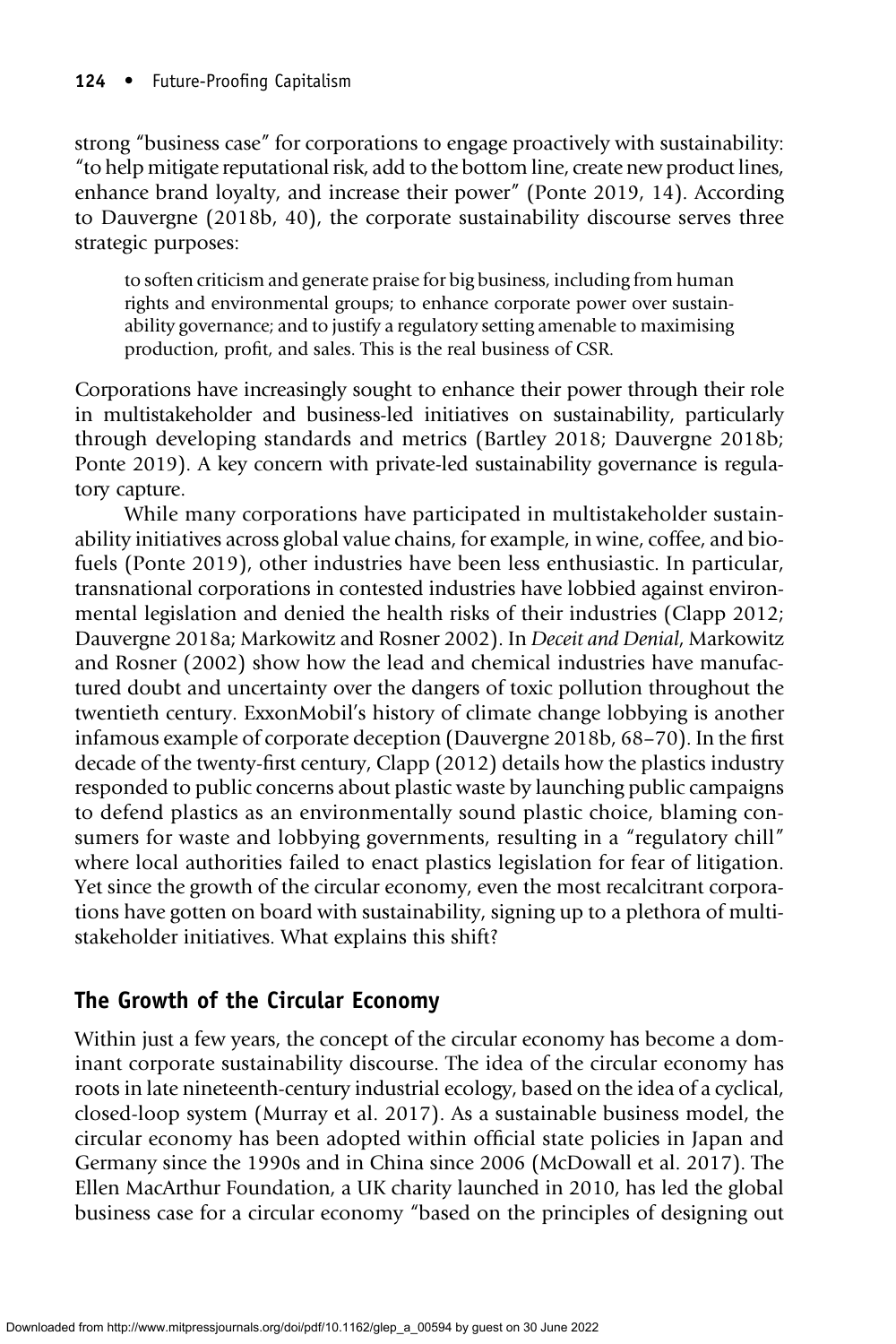strong "business case" for corporations to engage proactively with sustainability: "to help mitigate reputational risk, add to the bottom line, create new product lines, enhance brand loyalty, and increase their power" (Ponte 2019, 14). According to Dauvergne (2018b, 40), the corporate sustainability discourse serves three strategic purposes:

> to soften criticism and generate praise for big business, including from human rights and environmental groups; to enhance corporate power over sustainability governance; and to justify a regulatory setting amenable to maximising production, profit, and sales. This is the real business of CSR.

Corporations have increasingly sought to enhance their power through their role in multistakeholder and business-led initiatives on sustainability, particularly through developing standards and metrics (Bartley 2018; Dauvergne 2018b; Ponte 2019). A key concern with private-led sustainability governance is regulatory capture.

While many corporations have participated in multistakeholder sustainability initiatives across global value chains, for example, in wine, coffee, and biofuels (Ponte 2019), other industries have been less enthusiastic. In particular, transnational corporations in contested industries have lobbied against environmental legislation and denied the health risks of their industries (Clapp 2012; Dauvergne 2018a; Markowitz and Rosner 2002). In *Deceit and Denial*, Markowitz and Rosner (2002) show how the lead and chemical industries have manufactured doubt and uncertainty over the dangers of toxic pollution throughout the twentieth century. ExxonMobil's history of climate change lobbying is another infamous example of corporate deception (Dauvergne 2018b, 68–70). In the first decade of the twenty-first century, Clapp (2012) details how the plastics industry responded to public concerns about plastic waste by launching public campaigns to defend plastics as an environmentally sound plastic choice, blaming consumers for waste and lobbying governments, resulting in a "regulatory chill" where local authorities failed to enact plastics legislation for fear of litigation. Yet since the growth of the circular economy, even the most recalcitrant corporations have gotten on board with sustainability, signing up to a plethora of multistakeholder initiatives. What explains this shift?

## The Growth of the Circular Economy

Within just a few years, the concept of the circular economy has become a dominant corporate sustainability discourse. The idea of the circular economy has roots in late nineteenth-century industrial ecology, based on the idea of a cyclical, closed-loop system (Murray et al. 2017). As a sustainable business model, the circular economy has been adopted within official state policies in Japan and Germany since the 1990s and in China since 2006 (McDowall et al. 2017). The Ellen MacArthur Foundation, a UK charity launched in 2010, has led the global business case for a circular economy "based on the principles of designing out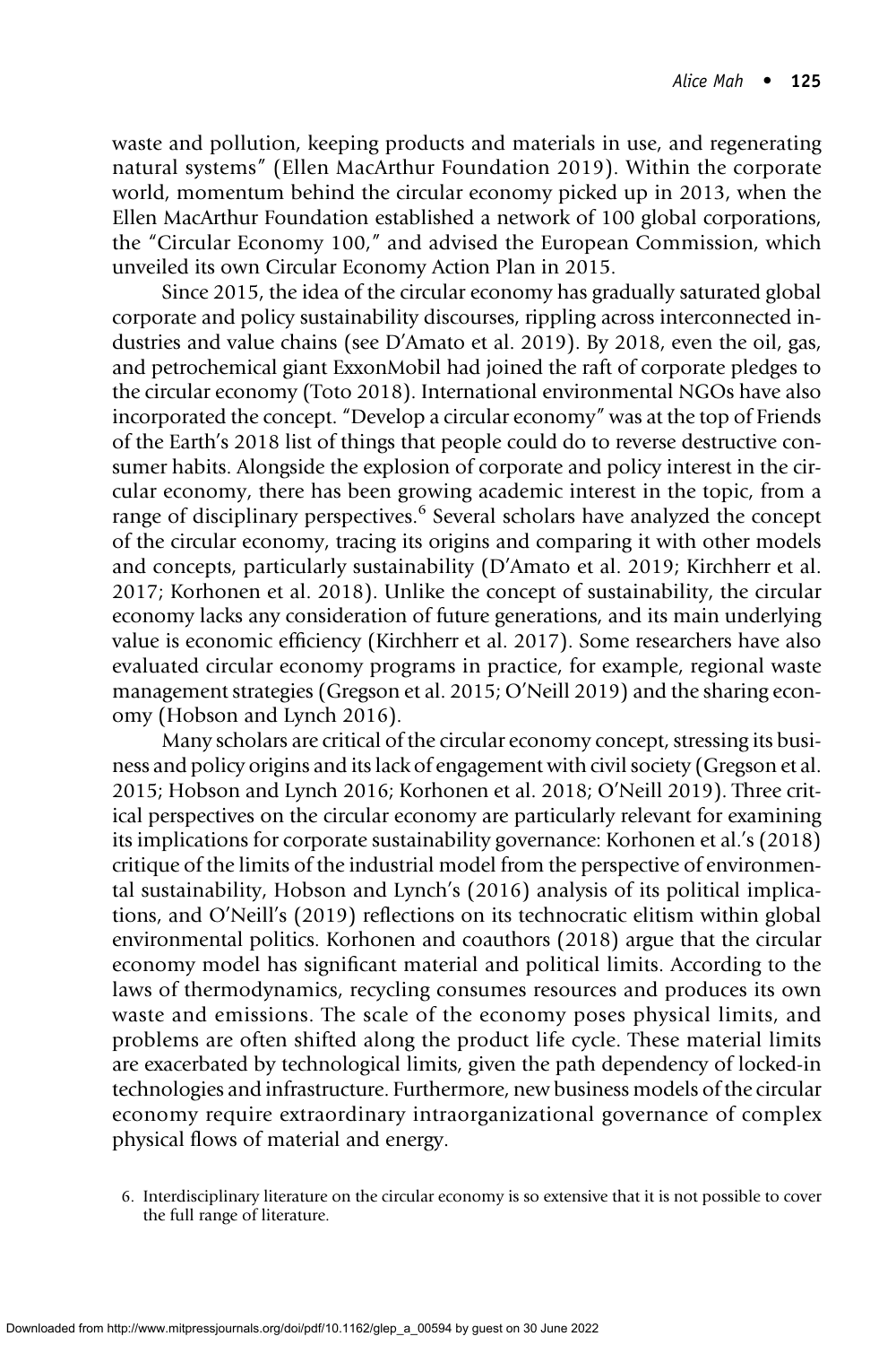waste and pollution, keeping products and materials in use, and regenerating natural systems" (Ellen MacArthur Foundation 2019). Within the corporate world, momentum behind the circular economy picked up in 2013, when the Ellen MacArthur Foundation established a network of 100 global corporations, the "Circular Economy 100," and advised the European Commission, which unveiled its own Circular Economy Action Plan in 2015.

Since 2015, the idea of the circular economy has gradually saturated global corporate and policy sustainability discourses, rippling across interconnected industries and value chains (see D'Amato et al. 2019). By 2018, even the oil, gas, and petrochemical giant ExxonMobil had joined the raft of corporate pledges to the circular economy (Toto 2018). International environmental NGOs have also incorporated the concept. "Develop a circular economy" was at the top of Friends of the Earth's 2018 list of things that people could do to reverse destructive consumer habits. Alongside the explosion of corporate and policy interest in the circular economy, there has been growing academic interest in the topic, from a range of disciplinary perspectives.[6] Several scholars have analyzed the concept of the circular economy, tracing its origins and comparing it with other models and concepts, particularly sustainability (D'Amato et al. 2019; Kirchherr et al. 2017; Korhonen et al. 2018). Unlike the concept of sustainability, the circular economy lacks any consideration of future generations, and its main underlying value is economic efficiency (Kirchherr et al. 2017). Some researchers have also evaluated circular economy programs in practice, for example, regional waste management strategies (Gregson et al. 2015; O'Neill 2019) and the sharing economy (Hobson and Lynch 2016).

Many scholars are critical of the circular economy concept, stressing its business and policy origins and its lack of engagement with civil society (Gregson et al. 2015; Hobson and Lynch 2016; Korhonen et al. 2018; O'Neill 2019). Three critical perspectives on the circular economy are particularly relevant for examining its implications for corporate sustainability governance: Korhonen et al.'s (2018) critique of the limits of the industrial model from the perspective of environmental sustainability, Hobson and Lynch's (2016) analysis of its political implications, and O'Neill's (2019) reflections on its technocratic elitism within global environmental politics. Korhonen and coauthors (2018) argue that the circular economy model has significant material and political limits. According to the laws of thermodynamics, recycling consumes resources and produces its own waste and emissions. The scale of the economy poses physical limits, and problems are often shifted along the product life cycle. These material limits are exacerbated by technological limits, given the path dependency of locked-in technologies and infrastructure. Furthermore, new business models of the circular economy require extraordinary intraorganizational governance of complex physical flows of material and energy.

6. Interdisciplinary literature on the circular economy is so extensive that it is not possible to cover the full range of literature.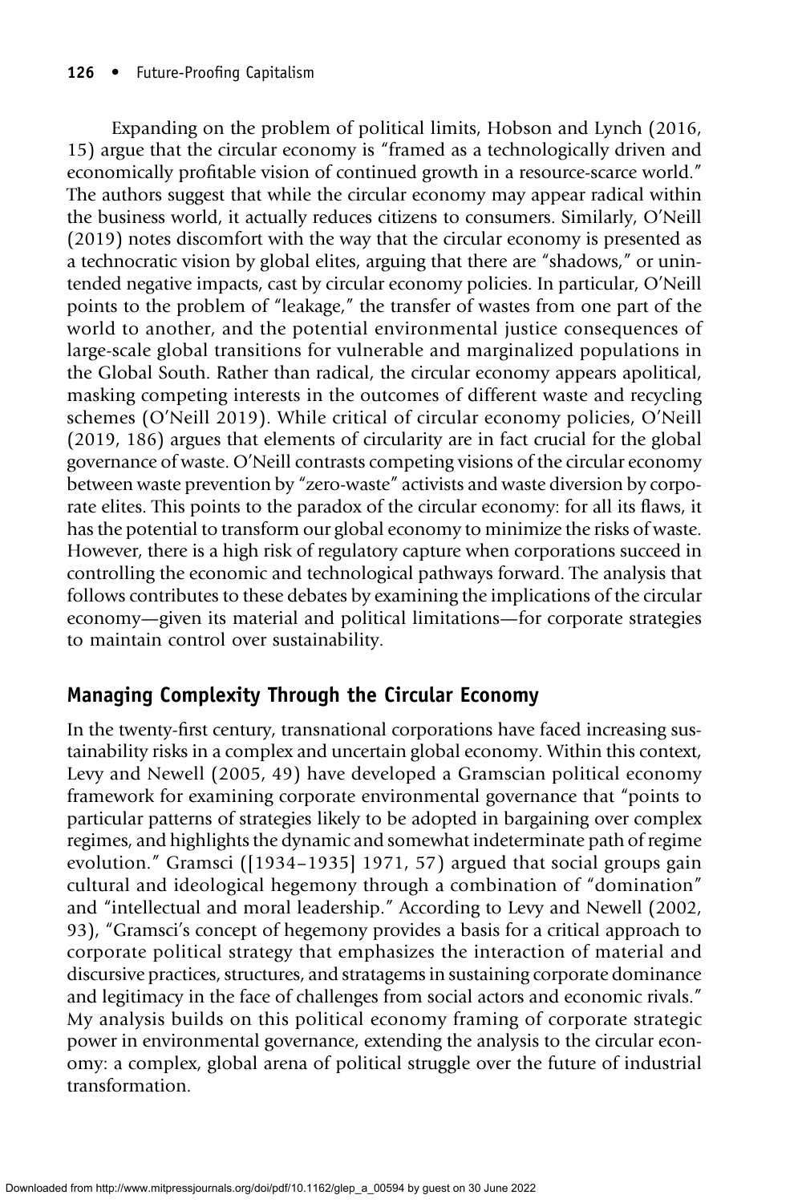Expanding on the problem of political limits, Hobson and Lynch (2016, 15) argue that the circular economy is "framed as a technologically driven and economically profitable vision of continued growth in a resource-scarce world." The authors suggest that while the circular economy may appear radical within the business world, it actually reduces citizens to consumers. Similarly, O'Neill (2019) notes discomfort with the way that the circular economy is presented as a technocratic vision by global elites, arguing that there are "shadows," or unintended negative impacts, cast by circular economy policies. In particular, O'Neill points to the problem of "leakage," the transfer of wastes from one part of the world to another, and the potential environmental justice consequences of large-scale global transitions for vulnerable and marginalized populations in the Global South. Rather than radical, the circular economy appears apolitical, masking competing interests in the outcomes of different waste and recycling schemes (O'Neill 2019). While critical of circular economy policies, O'Neill (2019, 186) argues that elements of circularity are in fact crucial for the global governance of waste. O'Neill contrasts competing visions of the circular economy between waste prevention by "zero-waste" activists and waste diversion by corporate elites. This points to the paradox of the circular economy: for all its flaws, it has the potential to transform our global economy to minimize the risks of waste. However, there is a high risk of regulatory capture when corporations succeed in controlling the economic and technological pathways forward. The analysis that follows contributes to these debates by examining the implications of the circular economy—given its material and political limitations—for corporate strategies to maintain control over sustainability.

## Managing Complexity Through the Circular Economy

In the twenty-first century, transnational corporations have faced increasing sustainability risks in a complex and uncertain global economy. Within this context, Levy and Newell (2005, 49) have developed a Gramscian political economy framework for examining corporate environmental governance that "points to particular patterns of strategies likely to be adopted in bargaining over complex regimes, and highlights the dynamic and somewhat indeterminate path of regime evolution." Gramsci ([1934–1935] 1971, 57) argued that social groups gain cultural and ideological hegemony through a combination of "domination" and "intellectual and moral leadership." According to Levy and Newell (2002, 93), "Gramsci's concept of hegemony provides a basis for a critical approach to corporate political strategy that emphasizes the interaction of material and discursive practices, structures, and stratagems in sustaining corporate dominance and legitimacy in the face of challenges from social actors and economic rivals." My analysis builds on this political economy framing of corporate strategic power in environmental governance, extending the analysis to the circular economy: a complex, global arena of political struggle over the future of industrial transformation.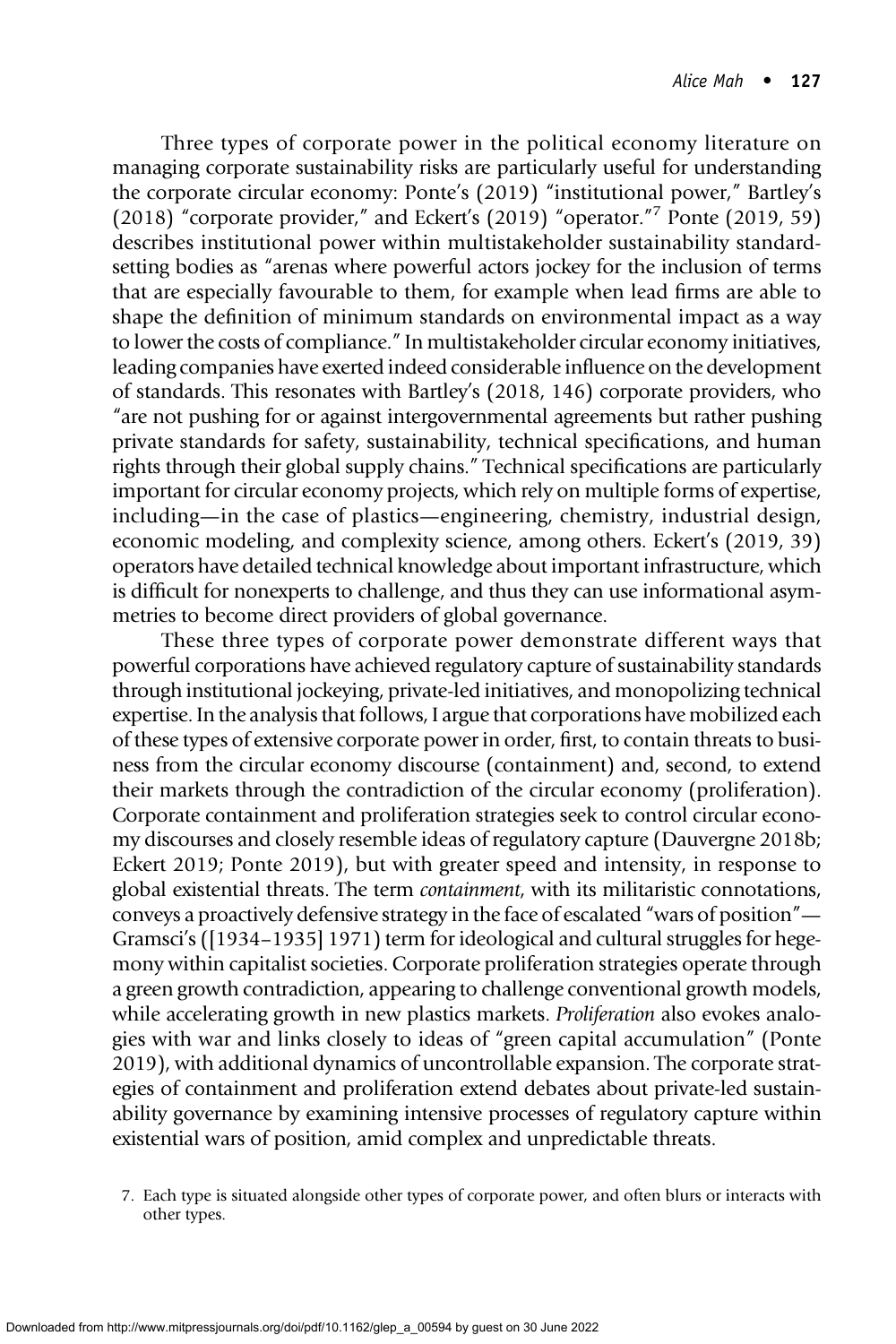Three types of corporate power in the political economy literature on managing corporate sustainability risks are particularly useful for understanding the corporate circular economy: Ponte's (2019) "institutional power," Bartley's (2018) "corporate provider," and Eckert's (2019) "operator."[7] Ponte (2019, 59) describes institutional power within multistakeholder sustainability standard-setting bodies as "arenas where powerful actors jockey for the inclusion of terms that are especially favourable to them, for example when lead firms are able to shape the definition of minimum standards on environmental impact as a way to lower the costs of compliance." In multistakeholder circular economy initiatives, leading companies have exerted indeed considerable influence on the development of standards. This resonates with Bartley's (2018, 146) corporate providers, who "are not pushing for or against intergovernmental agreements but rather pushing private standards for safety, sustainability, technical specifications, and human rights through their global supply chains." Technical specifications are particularly important for circular economy projects, which rely on multiple forms of expertise, including—in the case of plastics—engineering, chemistry, industrial design, economic modeling, and complexity science, among others. Eckert's (2019, 39) operators have detailed technical knowledge about important infrastructure, which is difficult for nonexperts to challenge, and thus they can use informational asymmetries to become direct providers of global governance.

These three types of corporate power demonstrate different ways that powerful corporations have achieved regulatory capture of sustainability standards through institutional jockeying, private-led initiatives, and monopolizing technical expertise. In the analysis that follows, I argue that corporations have mobilized each of these types of extensive corporate power in order, first, to contain threats to business from the circular economy discourse (containment) and, second, to extend their markets through the contradiction of the circular economy (proliferation). Corporate containment and proliferation strategies seek to control circular economy discourses and closely resemble ideas of regulatory capture (Dauvergne 2018b; Eckert 2019; Ponte 2019), but with greater speed and intensity, in response to global existential threats. The term *containment*, with its militaristic connotations, conveys a proactively defensive strategy in the face of escalated "wars of position"—Gramsci's ([1934–1935] 1971) term for ideological and cultural struggles for hegemony within capitalist societies. Corporate proliferation strategies operate through a green growth contradiction, appearing to challenge conventional growth models, while accelerating growth in new plastics markets. *Proliferation* also evokes analogies with war and links closely to ideas of "green capital accumulation" (Ponte 2019), with additional dynamics of uncontrollable expansion. The corporate strategies of containment and proliferation extend debates about private-led sustainability governance by examining intensive processes of regulatory capture within existential wars of position, amid complex and unpredictable threats.

7. Each type is situated alongside other types of corporate power, and often blurs or interacts with other types.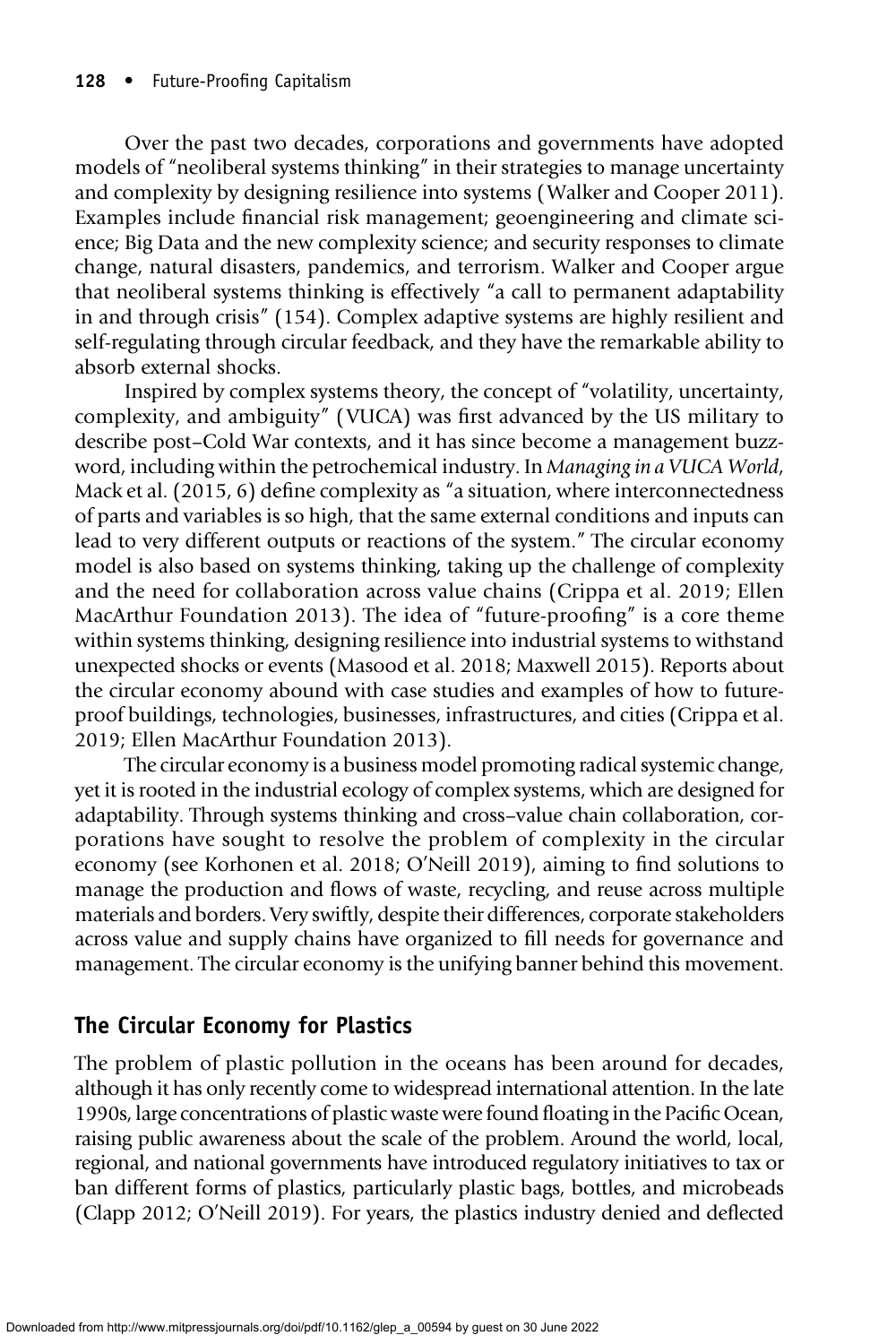Over the past two decades, corporations and governments have adopted models of "neoliberal systems thinking" in their strategies to manage uncertainty and complexity by designing resilience into systems (Walker and Cooper 2011). Examples include financial risk management; geoengineering and climate science; Big Data and the new complexity science; and security responses to climate change, natural disasters, pandemics, and terrorism. Walker and Cooper argue that neoliberal systems thinking is effectively "a call to permanent adaptability in and through crisis" (154). Complex adaptive systems are highly resilient and self-regulating through circular feedback, and they have the remarkable ability to absorb external shocks.

Inspired by complex systems theory, the concept of "volatility, uncertainty, complexity, and ambiguity" (VUCA) was first advanced by the US military to describe post–Cold War contexts, and it has since become a management buzzword, including within the petrochemical industry. In *Managing in a VUCA World*, Mack et al. (2015, 6) define complexity as "a situation, where interconnectedness of parts and variables is so high, that the same external conditions and inputs can lead to very different outputs or reactions of the system." The circular economy model is also based on systems thinking, taking up the challenge of complexity and the need for collaboration across value chains (Crippa et al. 2019; Ellen MacArthur Foundation 2013). The idea of "future-proofing" is a core theme within systems thinking, designing resilience into industrial systems to withstand unexpected shocks or events (Masood et al. 2018; Maxwell 2015). Reports about the circular economy abound with case studies and examples of how to future-proof buildings, technologies, businesses, infrastructures, and cities (Crippa et al. 2019; Ellen MacArthur Foundation 2013).

The circular economy is a business model promoting radical systemic change, yet it is rooted in the industrial ecology of complex systems, which are designed for adaptability. Through systems thinking and cross–value chain collaboration, corporations have sought to resolve the problem of complexity in the circular economy (see Korhonen et al. 2018; O'Neill 2019), aiming to find solutions to manage the production and flows of waste, recycling, and reuse across multiple materials and borders. Very swiftly, despite their differences, corporate stakeholders across value and supply chains have organized to fill needs for governance and management. The circular economy is the unifying banner behind this movement.

## The Circular Economy for Plastics

The problem of plastic pollution in the oceans has been around for decades, although it has only recently come to widespread international attention. In the late 1990s, large concentrations of plastic waste were found floating in the Pacific Ocean, raising public awareness about the scale of the problem. Around the world, local, regional, and national governments have introduced regulatory initiatives to tax or ban different forms of plastics, particularly plastic bags, bottles, and microbeads (Clapp 2012; O'Neill 2019). For years, the plastics industry denied and deflected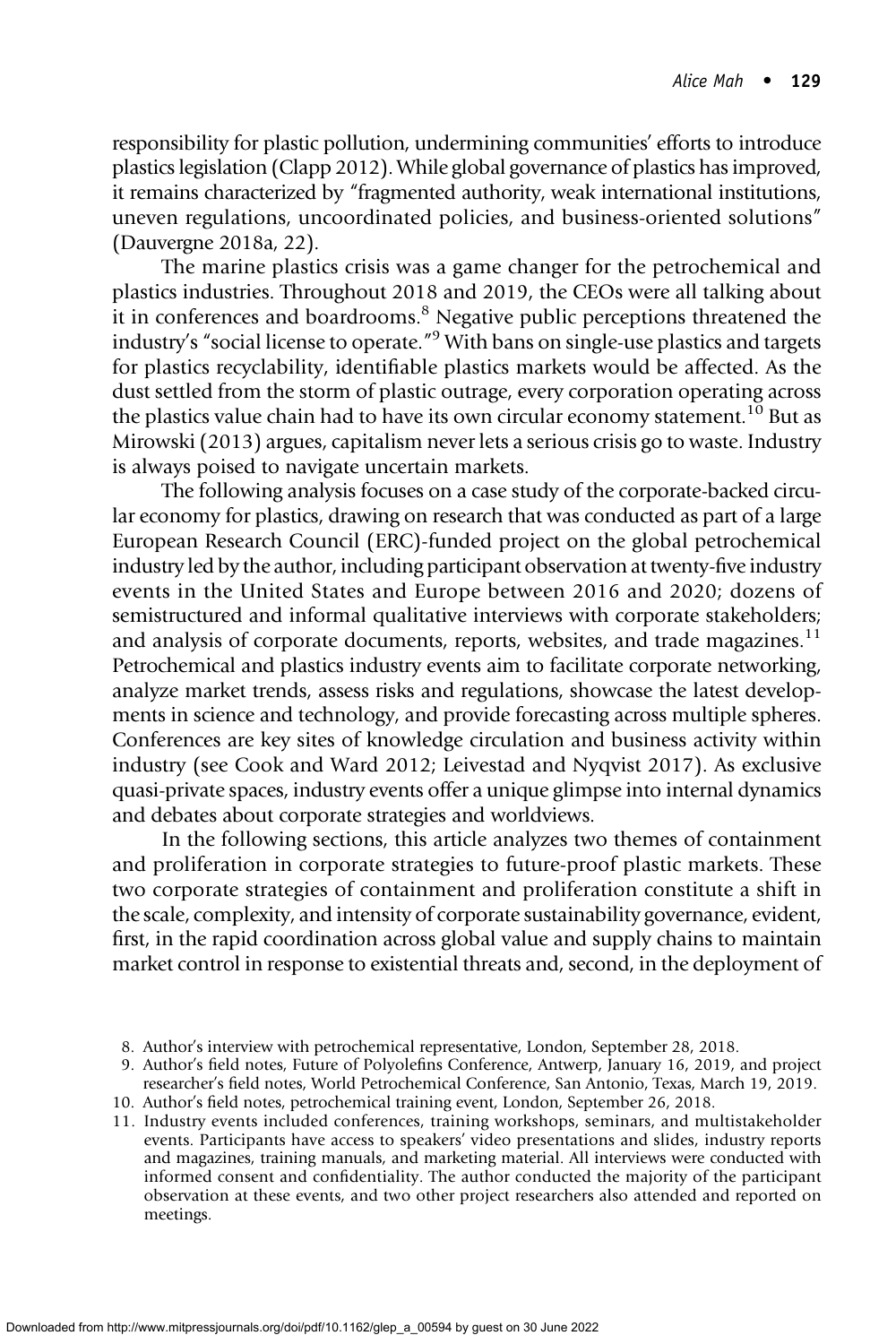responsibility for plastic pollution, undermining communities' efforts to introduce plastics legislation (Clapp 2012). While global governance of plastics has improved, it remains characterized by "fragmented authority, weak international institutions, uneven regulations, uncoordinated policies, and business-oriented solutions" (Dauvergne 2018a, 22).

The marine plastics crisis was a game changer for the petrochemical and plastics industries. Throughout 2018 and 2019, the CEOs were all talking about it in conferences and boardrooms.[8] Negative public perceptions threatened the industry's "social license to operate."[9] With bans on single-use plastics and targets for plastics recyclability, identifiable plastics markets would be affected. As the dust settled from the storm of plastic outrage, every corporation operating across the plastics value chain had to have its own circular economy statement.[10] But as Mirowski (2013) argues, capitalism never lets a serious crisis go to waste. Industry is always poised to navigate uncertain markets.

The following analysis focuses on a case study of the corporate-backed circular economy for plastics, drawing on research that was conducted as part of a large European Research Council (ERC)-funded project on the global petrochemical industry led by the author, including participant observation at twenty-five industry events in the United States and Europe between 2016 and 2020; dozens of semistructured and informal qualitative interviews with corporate stakeholders; and analysis of corporate documents, reports, websites, and trade magazines.[11] Petrochemical and plastics industry events aim to facilitate corporate networking, analyze market trends, assess risks and regulations, showcase the latest developments in science and technology, and provide forecasting across multiple spheres. Conferences are key sites of knowledge circulation and business activity within industry (see Cook and Ward 2012; Leivestad and Nyqvist 2017). As exclusive quasi-private spaces, industry events offer a unique glimpse into internal dynamics and debates about corporate strategies and worldviews.

In the following sections, this article analyzes two themes of containment and proliferation in corporate strategies to future-proof plastic markets. These two corporate strategies of containment and proliferation constitute a shift in the scale, complexity, and intensity of corporate sustainability governance, evident, first, in the rapid coordination across global value and supply chains to maintain market control in response to existential threats and, second, in the deployment of

8. Author's interview with petrochemical representative, London, September 28, 2018.
9. Author's field notes, Future of Polyolefins Conference, Antwerp, January 16, 2019, and project researcher's field notes, World Petrochemical Conference, San Antonio, Texas, March 19, 2019.
10. Author's field notes, petrochemical training event, London, September 26, 2018.
11. Industry events included conferences, training workshops, seminars, and multistakeholder events. Participants have access to speakers' video presentations and slides, industry reports and magazines, training manuals, and marketing material. All interviews were conducted with informed consent and confidentiality. The author conducted the majority of the participant observation at these events, and two other project researchers also attended and reported on meetings.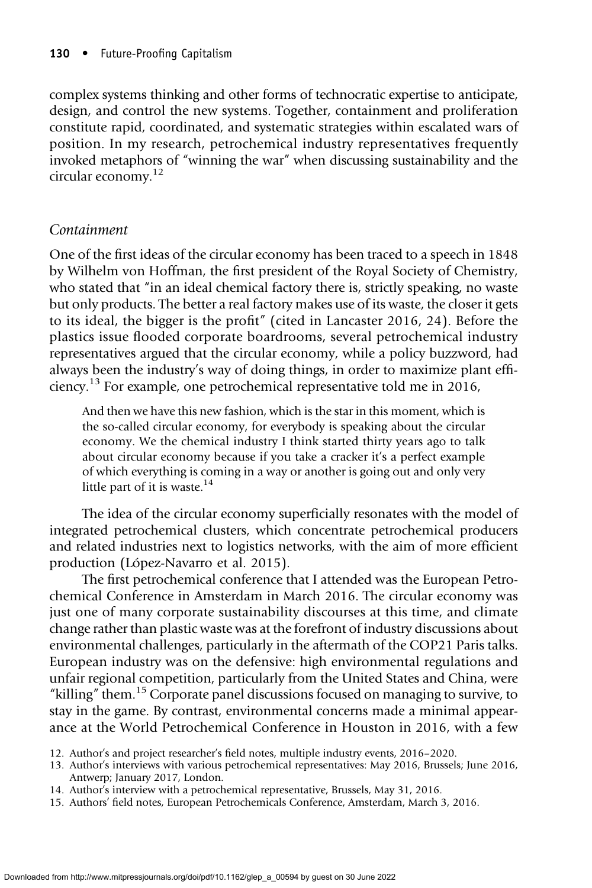complex systems thinking and other forms of technocratic expertise to anticipate, design, and control the new systems. Together, containment and proliferation constitute rapid, coordinated, and systematic strategies within escalated wars of position. In my research, petrochemical industry representatives frequently invoked metaphors of "winning the war" when discussing sustainability and the circular economy.[12]

### *Containment*

One of the first ideas of the circular economy has been traced to a speech in 1848 by Wilhelm von Hoffman, the first president of the Royal Society of Chemistry, who stated that "in an ideal chemical factory there is, strictly speaking, no waste but only products. The better a real factory makes use of its waste, the closer it gets to its ideal, the bigger is the profit" (cited in Lancaster 2016, 24). Before the plastics issue flooded corporate boardrooms, several petrochemical industry representatives argued that the circular economy, while a policy buzzword, had always been the industry's way of doing things, in order to maximize plant efficiency.[13] For example, one petrochemical representative told me in 2016,

> And then we have this new fashion, which is the star in this moment, which is the so-called circular economy, for everybody is speaking about the circular economy. We the chemical industry I think started thirty years ago to talk about circular economy because if you take a cracker it's a perfect example of which everything is coming in a way or another is going out and only very little part of it is waste.[14]

The idea of the circular economy superficially resonates with the model of integrated petrochemical clusters, which concentrate petrochemical producers and related industries next to logistics networks, with the aim of more efficient production (López-Navarro et al. 2015).

The first petrochemical conference that I attended was the European Petrochemical Conference in Amsterdam in March 2016. The circular economy was just one of many corporate sustainability discourses at this time, and climate change rather than plastic waste was at the forefront of industry discussions about environmental challenges, particularly in the aftermath of the COP21 Paris talks. European industry was on the defensive: high environmental regulations and unfair regional competition, particularly from the United States and China, were "killing" them.[15] Corporate panel discussions focused on managing to survive, to stay in the game. By contrast, environmental concerns made a minimal appearance at the World Petrochemical Conference in Houston in 2016, with a few

12. Author's and project researcher's field notes, multiple industry events, 2016–2020.
13. Author's interviews with various petrochemical representatives: May 2016, Brussels; June 2016, Antwerp; January 2017, London.
14. Author's interview with a petrochemical representative, Brussels, May 31, 2016.
15. Authors' field notes, European Petrochemicals Conference, Amsterdam, March 3, 2016.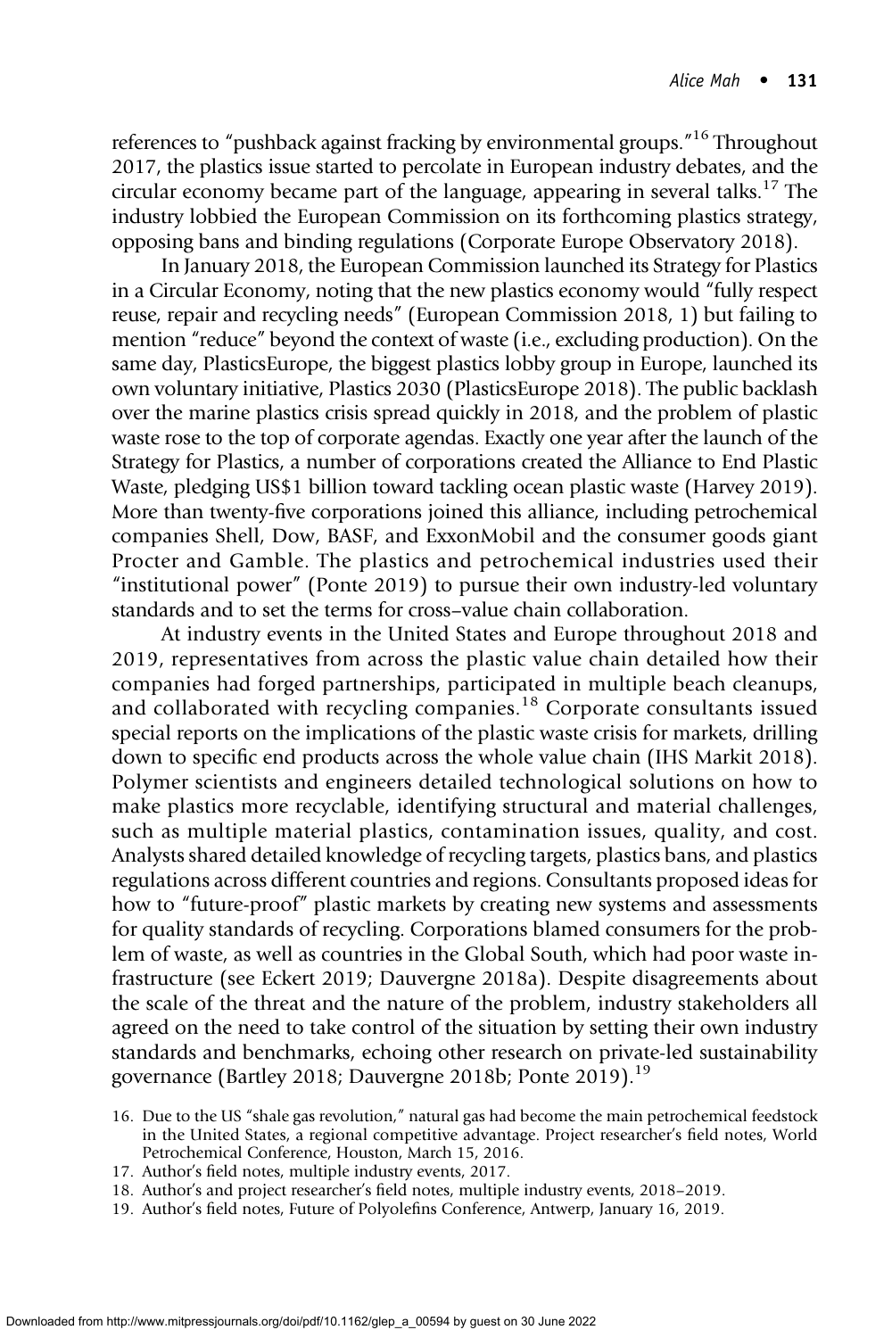references to "pushback against fracking by environmental groups."[16] Throughout 2017, the plastics issue started to percolate in European industry debates, and the circular economy became part of the language, appearing in several talks.[17] The industry lobbied the European Commission on its forthcoming plastics strategy, opposing bans and binding regulations (Corporate Europe Observatory 2018).

In January 2018, the European Commission launched its Strategy for Plastics in a Circular Economy, noting that the new plastics economy would "fully respect reuse, repair and recycling needs" (European Commission 2018, 1) but failing to mention "reduce" beyond the context of waste (i.e., excluding production). On the same day, PlasticsEurope, the biggest plastics lobby group in Europe, launched its own voluntary initiative, Plastics 2030 (PlasticsEurope 2018). The public backlash over the marine plastics crisis spread quickly in 2018, and the problem of plastic waste rose to the top of corporate agendas. Exactly one year after the launch of the Strategy for Plastics, a number of corporations created the Alliance to End Plastic Waste, pledging US$1 billion toward tackling ocean plastic waste (Harvey 2019). More than twenty-five corporations joined this alliance, including petrochemical companies Shell, Dow, BASF, and ExxonMobil and the consumer goods giant Procter and Gamble. The plastics and petrochemical industries used their "institutional power" (Ponte 2019) to pursue their own industry-led voluntary standards and to set the terms for cross–value chain collaboration.

At industry events in the United States and Europe throughout 2018 and 2019, representatives from across the plastic value chain detailed how their companies had forged partnerships, participated in multiple beach cleanups, and collaborated with recycling companies.[18] Corporate consultants issued special reports on the implications of the plastic waste crisis for markets, drilling down to specific end products across the whole value chain (IHS Markit 2018). Polymer scientists and engineers detailed technological solutions on how to make plastics more recyclable, identifying structural and material challenges, such as multiple material plastics, contamination issues, quality, and cost. Analysts shared detailed knowledge of recycling targets, plastics bans, and plastics regulations across different countries and regions. Consultants proposed ideas for how to "future-proof" plastic markets by creating new systems and assessments for quality standards of recycling. Corporations blamed consumers for the problem of waste, as well as countries in the Global South, which had poor waste infrastructure (see Eckert 2019; Dauvergne 2018a). Despite disagreements about the scale of the threat and the nature of the problem, industry stakeholders all agreed on the need to take control of the situation by setting their own industry standards and benchmarks, echoing other research on private-led sustainability governance (Bartley 2018; Dauvergne 2018b; Ponte 2019).[19]

16. Due to the US "shale gas revolution," natural gas had become the main petrochemical feedstock in the United States, a regional competitive advantage. Project researcher's field notes, World Petrochemical Conference, Houston, March 15, 2016.
17. Author's field notes, multiple industry events, 2017.
18. Author's and project researcher's field notes, multiple industry events, 2018–2019.
19. Author's field notes, Future of Polyolefins Conference, Antwerp, January 16, 2019.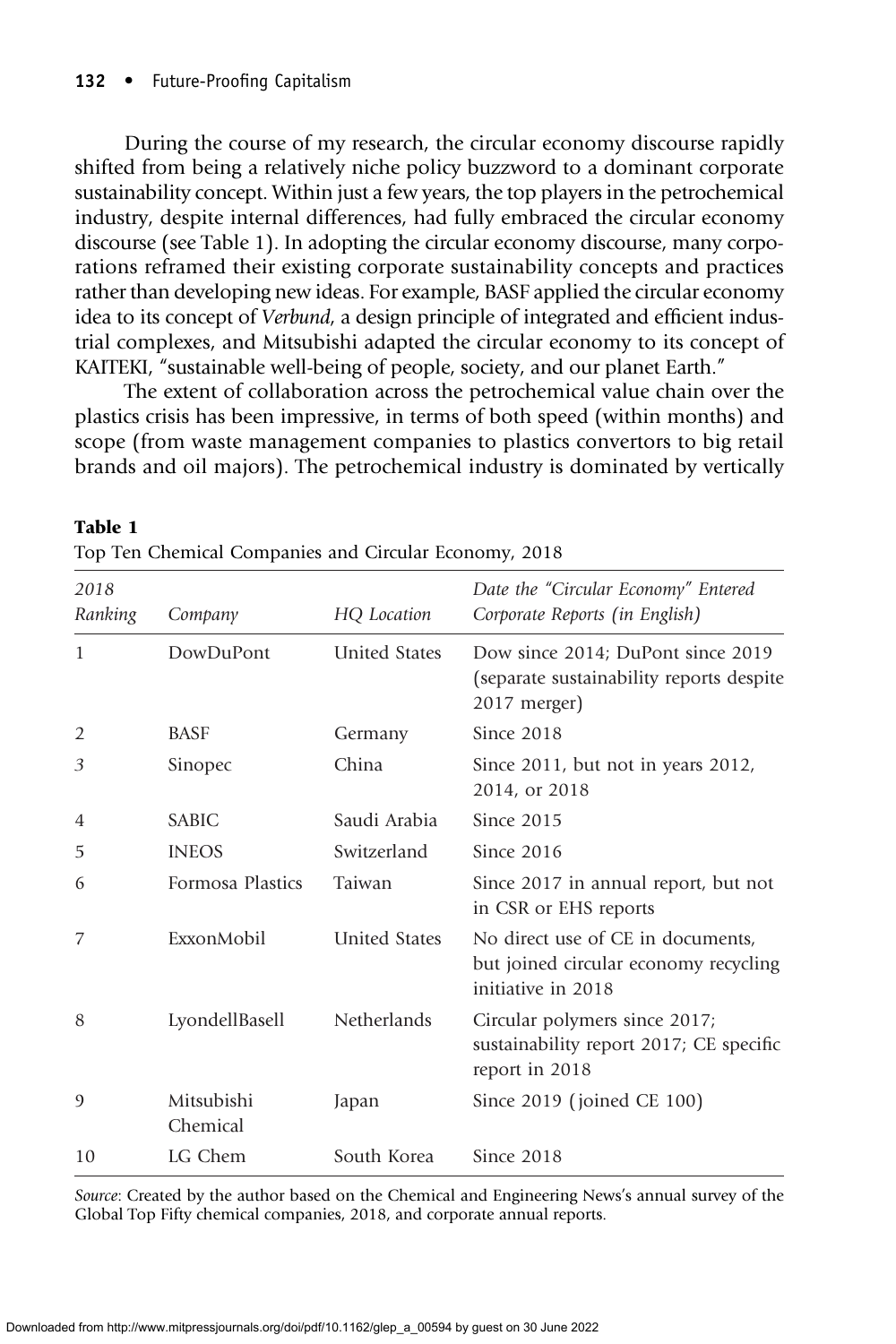During the course of my research, the circular economy discourse rapidly shifted from being a relatively niche policy buzzword to a dominant corporate sustainability concept. Within just a few years, the top players in the petrochemical industry, despite internal differences, had fully embraced the circular economy discourse (see Table 1). In adopting the circular economy discourse, many corporations reframed their existing corporate sustainability concepts and practices rather than developing new ideas. For example, BASF applied the circular economy idea to its concept of *Verbund*, a design principle of integrated and efficient industrial complexes, and Mitsubishi adapted the circular economy to its concept of KAITEKI, "sustainable well-being of people, society, and our planet Earth."

The extent of collaboration across the petrochemical value chain over the plastics crisis has been impressive, in terms of both speed (within months) and scope (from waste management companies to plastics convertors to big retail brands and oil majors). The petrochemical industry is dominated by vertically

**Table 1**
Top Ten Chemical Companies and Circular Economy, 2018

| *2018 Ranking* | *Company* | *HQ Location* | *Date the "Circular Economy" Entered Corporate Reports (in English)* |
|---|---|---|---|
| 1 | DowDuPont | United States | Dow since 2014; DuPont since 2019 (separate sustainability reports despite 2017 merger) |
| 2 | BASF | Germany | Since 2018 |
| 3 | Sinopec | China | Since 2011, but not in years 2012, 2014, or 2018 |
| 4 | SABIC | Saudi Arabia | Since 2015 |
| 5 | INEOS | Switzerland | Since 2016 |
| 6 | Formosa Plastics | Taiwan | Since 2017 in annual report, but not in CSR or EHS reports |
| 7 | ExxonMobil | United States | No direct use of CE in documents, but joined circular economy recycling initiative in 2018 |
| 8 | LyondellBasell | Netherlands | Circular polymers since 2017; sustainability report 2017; CE specific report in 2018 |
| 9 | Mitsubishi Chemical | Japan | Since 2019 (joined CE 100) |
| 10 | LG Chem | South Korea | Since 2018 |

*Source*: Created by the author based on the Chemical and Engineering News's annual survey of the Global Top Fifty chemical companies, 2018, and corporate annual reports.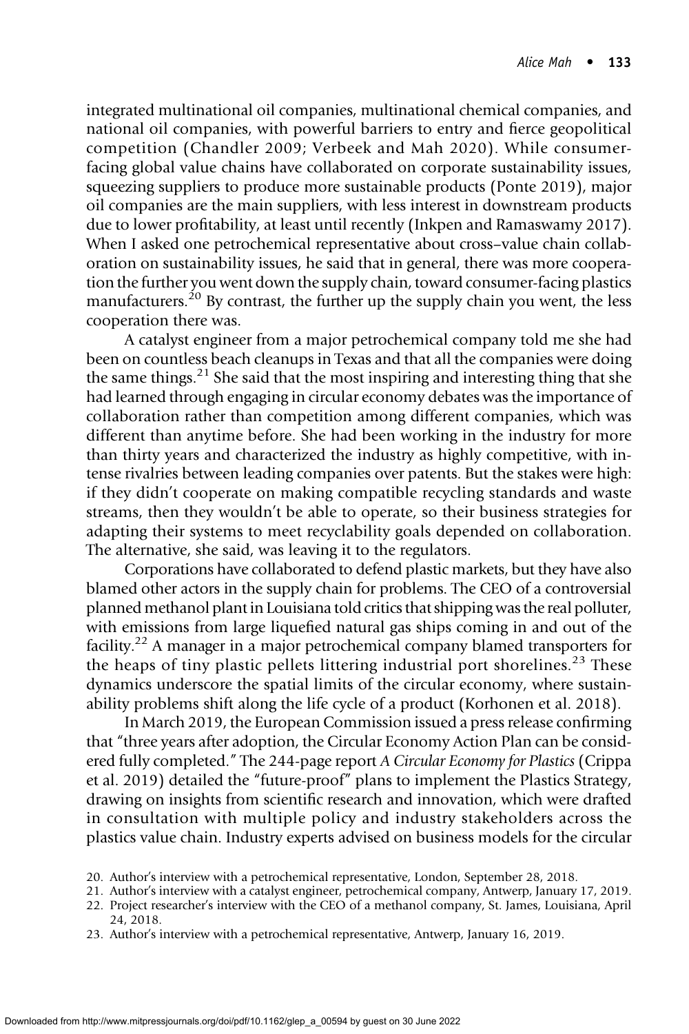integrated multinational oil companies, multinational chemical companies, and national oil companies, with powerful barriers to entry and fierce geopolitical competition (Chandler 2009; Verbeek and Mah 2020). While consumer-facing global value chains have collaborated on corporate sustainability issues, squeezing suppliers to produce more sustainable products (Ponte 2019), major oil companies are the main suppliers, with less interest in downstream products due to lower profitability, at least until recently (Inkpen and Ramaswamy 2017). When I asked one petrochemical representative about cross–value chain collaboration on sustainability issues, he said that in general, there was more cooperation the further you went down the supply chain, toward consumer-facing plastics manufacturers.[20] By contrast, the further up the supply chain you went, the less cooperation there was.

A catalyst engineer from a major petrochemical company told me she had been on countless beach cleanups in Texas and that all the companies were doing the same things.[21] She said that the most inspiring and interesting thing that she had learned through engaging in circular economy debates was the importance of collaboration rather than competition among different companies, which was different than anytime before. She had been working in the industry for more than thirty years and characterized the industry as highly competitive, with intense rivalries between leading companies over patents. But the stakes were high: if they didn't cooperate on making compatible recycling standards and waste streams, then they wouldn't be able to operate, so their business strategies for adapting their systems to meet recyclability goals depended on collaboration. The alternative, she said, was leaving it to the regulators.

Corporations have collaborated to defend plastic markets, but they have also blamed other actors in the supply chain for problems. The CEO of a controversial planned methanol plant in Louisiana told critics that shipping was the real polluter, with emissions from large liquefied natural gas ships coming in and out of the facility.[22] A manager in a major petrochemical company blamed transporters for the heaps of tiny plastic pellets littering industrial port shorelines.[23] These dynamics underscore the spatial limits of the circular economy, where sustainability problems shift along the life cycle of a product (Korhonen et al. 2018).

In March 2019, the European Commission issued a press release confirming that "three years after adoption, the Circular Economy Action Plan can be considered fully completed." The 244-page report *A Circular Economy for Plastics* (Crippa et al. 2019) detailed the "future-proof" plans to implement the Plastics Strategy, drawing on insights from scientific research and innovation, which were drafted in consultation with multiple policy and industry stakeholders across the plastics value chain. Industry experts advised on business models for the circular

20. Author's interview with a petrochemical representative, London, September 28, 2018.
21. Author's interview with a catalyst engineer, petrochemical company, Antwerp, January 17, 2019.
22. Project researcher's interview with the CEO of a methanol company, St. James, Louisiana, April 24, 2018.
23. Author's interview with a petrochemical representative, Antwerp, January 16, 2019.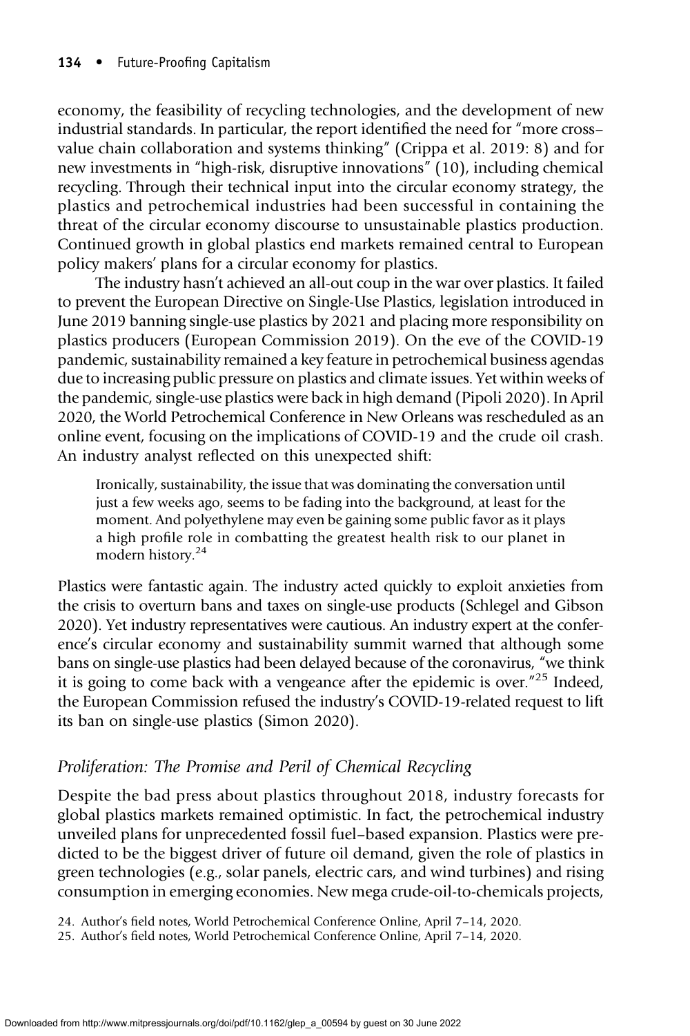economy, the feasibility of recycling technologies, and the development of new industrial standards. In particular, the report identified the need for "more cross–value chain collaboration and systems thinking" (Crippa et al. 2019: 8) and for new investments in "high-risk, disruptive innovations" (10), including chemical recycling. Through their technical input into the circular economy strategy, the plastics and petrochemical industries had been successful in containing the threat of the circular economy discourse to unsustainable plastics production. Continued growth in global plastics end markets remained central to European policy makers' plans for a circular economy for plastics.

The industry hasn't achieved an all-out coup in the war over plastics. It failed to prevent the European Directive on Single-Use Plastics, legislation introduced in June 2019 banning single-use plastics by 2021 and placing more responsibility on plastics producers (European Commission 2019). On the eve of the COVID-19 pandemic, sustainability remained a key feature in petrochemical business agendas due to increasing public pressure on plastics and climate issues. Yet within weeks of the pandemic, single-use plastics were back in high demand (Pipoli 2020). In April 2020, the World Petrochemical Conference in New Orleans was rescheduled as an online event, focusing on the implications of COVID-19 and the crude oil crash. An industry analyst reflected on this unexpected shift:

> Ironically, sustainability, the issue that was dominating the conversation until just a few weeks ago, seems to be fading into the background, at least for the moment. And polyethylene may even be gaining some public favor as it plays a high profile role in combatting the greatest health risk to our planet in modern history.[24]

Plastics were fantastic again. The industry acted quickly to exploit anxieties from the crisis to overturn bans and taxes on single-use products (Schlegel and Gibson 2020). Yet industry representatives were cautious. An industry expert at the conference's circular economy and sustainability summit warned that although some bans on single-use plastics had been delayed because of the coronavirus, "we think it is going to come back with a vengeance after the epidemic is over."[25] Indeed, the European Commission refused the industry's COVID-19-related request to lift its ban on single-use plastics (Simon 2020).

### *Proliferation: The Promise and Peril of Chemical Recycling*

Despite the bad press about plastics throughout 2018, industry forecasts for global plastics markets remained optimistic. In fact, the petrochemical industry unveiled plans for unprecedented fossil fuel–based expansion. Plastics were predicted to be the biggest driver of future oil demand, given the role of plastics in green technologies (e.g., solar panels, electric cars, and wind turbines) and rising consumption in emerging economies. New mega crude-oil-to-chemicals projects,

24. Author's field notes, World Petrochemical Conference Online, April 7–14, 2020.
25. Author's field notes, World Petrochemical Conference Online, April 7–14, 2020.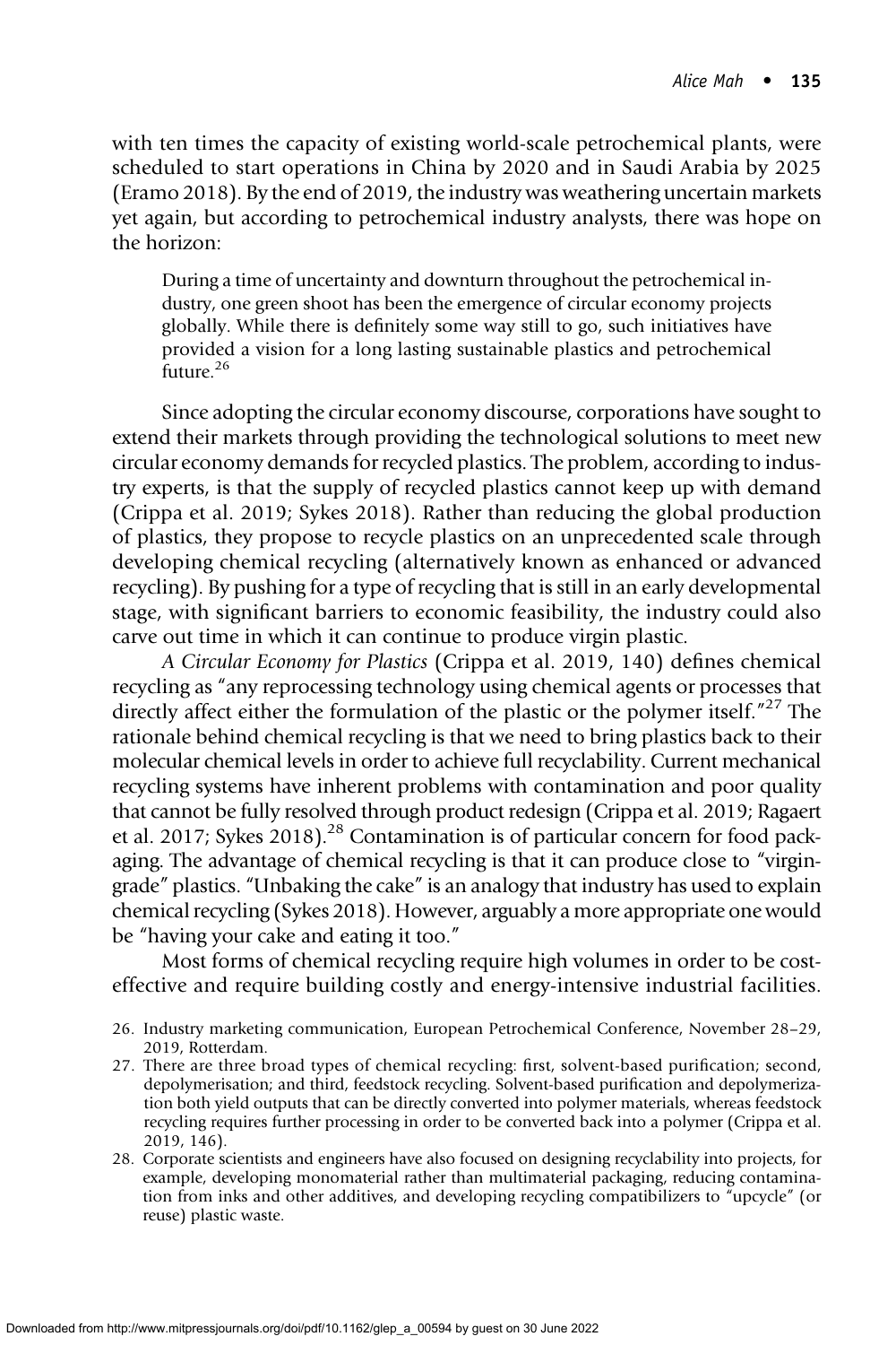with ten times the capacity of existing world-scale petrochemical plants, were scheduled to start operations in China by 2020 and in Saudi Arabia by 2025 (Eramo 2018). By the end of 2019, the industry was weathering uncertain markets yet again, but according to petrochemical industry analysts, there was hope on the horizon:

> During a time of uncertainty and downturn throughout the petrochemical industry, one green shoot has been the emergence of circular economy projects globally. While there is definitely some way still to go, such initiatives have provided a vision for a long lasting sustainable plastics and petrochemical future.[26]

Since adopting the circular economy discourse, corporations have sought to extend their markets through providing the technological solutions to meet new circular economy demands for recycled plastics. The problem, according to industry experts, is that the supply of recycled plastics cannot keep up with demand (Crippa et al. 2019; Sykes 2018). Rather than reducing the global production of plastics, they propose to recycle plastics on an unprecedented scale through developing chemical recycling (alternatively known as enhanced or advanced recycling). By pushing for a type of recycling that is still in an early developmental stage, with significant barriers to economic feasibility, the industry could also carve out time in which it can continue to produce virgin plastic.

*A Circular Economy for Plastics* (Crippa et al. 2019, 140) defines chemical recycling as "any reprocessing technology using chemical agents or processes that directly affect either the formulation of the plastic or the polymer itself."[27] The rationale behind chemical recycling is that we need to bring plastics back to their molecular chemical levels in order to achieve full recyclability. Current mechanical recycling systems have inherent problems with contamination and poor quality that cannot be fully resolved through product redesign (Crippa et al. 2019; Ragaert et al. 2017; Sykes 2018).[28] Contamination is of particular concern for food packaging. The advantage of chemical recycling is that it can produce close to "virgin-grade" plastics. "Unbaking the cake" is an analogy that industry has used to explain chemical recycling (Sykes 2018). However, arguably a more appropriate one would be "having your cake and eating it too."

Most forms of chemical recycling require high volumes in order to be cost-effective and require building costly and energy-intensive industrial facilities.

26. Industry marketing communication, European Petrochemical Conference, November 28–29, 2019, Rotterdam.
27. There are three broad types of chemical recycling: first, solvent-based purification; second, depolymerisation; and third, feedstock recycling. Solvent-based purification and depolymerization both yield outputs that can be directly converted into polymer materials, whereas feedstock recycling requires further processing in order to be converted back into a polymer (Crippa et al. 2019, 146).
28. Corporate scientists and engineers have also focused on designing recyclability into projects, for example, developing monomaterial rather than multimaterial packaging, reducing contamination from inks and other additives, and developing recycling compatibilizers to "upcycle" (or reuse) plastic waste.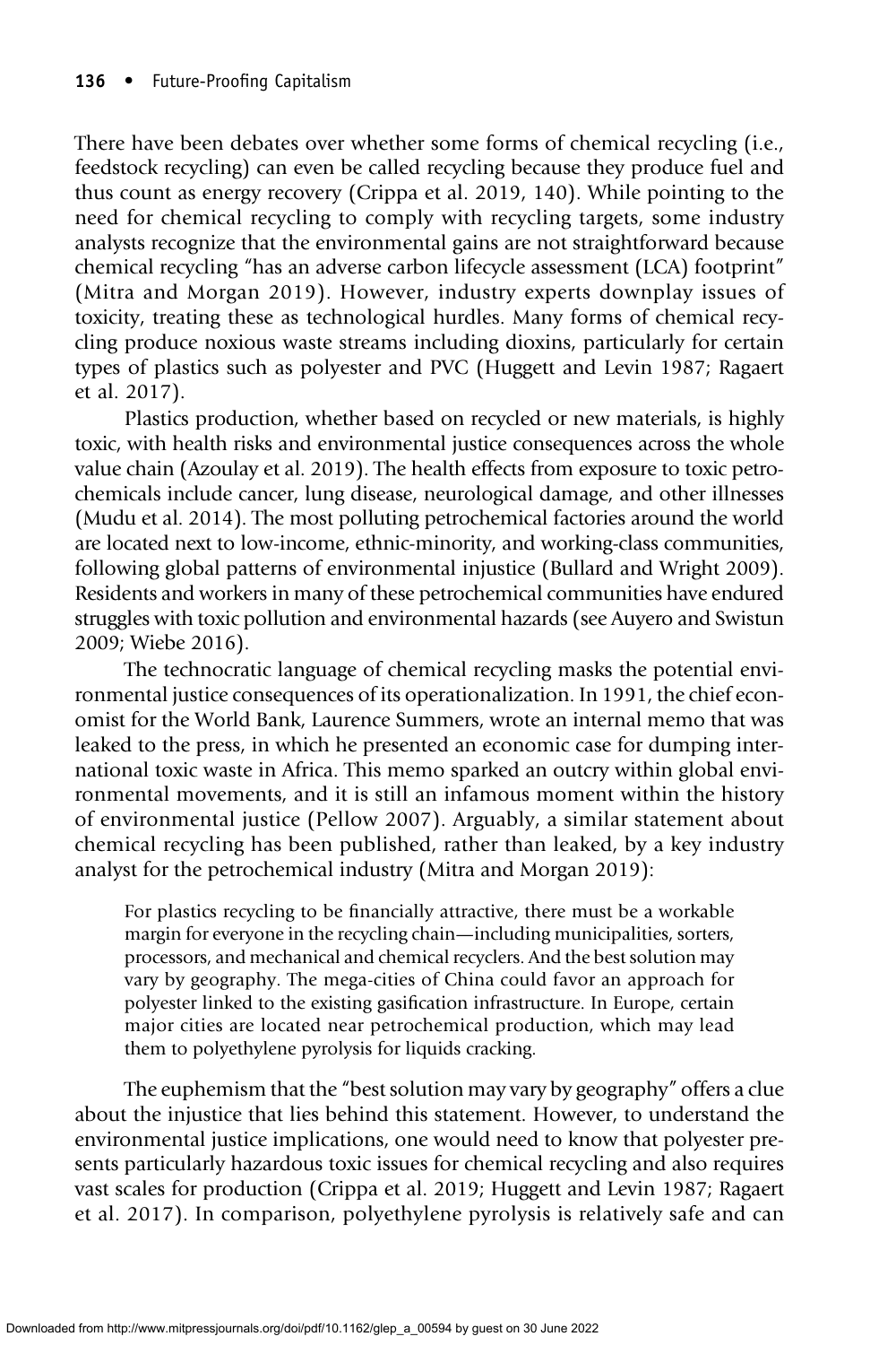There have been debates over whether some forms of chemical recycling (i.e., feedstock recycling) can even be called recycling because they produce fuel and thus count as energy recovery (Crippa et al. 2019, 140). While pointing to the need for chemical recycling to comply with recycling targets, some industry analysts recognize that the environmental gains are not straightforward because chemical recycling "has an adverse carbon lifecycle assessment (LCA) footprint" (Mitra and Morgan 2019). However, industry experts downplay issues of toxicity, treating these as technological hurdles. Many forms of chemical recycling produce noxious waste streams including dioxins, particularly for certain types of plastics such as polyester and PVC (Huggett and Levin 1987; Ragaert et al. 2017).

Plastics production, whether based on recycled or new materials, is highly toxic, with health risks and environmental justice consequences across the whole value chain (Azoulay et al. 2019). The health effects from exposure to toxic petrochemicals include cancer, lung disease, neurological damage, and other illnesses (Mudu et al. 2014). The most polluting petrochemical factories around the world are located next to low-income, ethnic-minority, and working-class communities, following global patterns of environmental injustice (Bullard and Wright 2009). Residents and workers in many of these petrochemical communities have endured struggles with toxic pollution and environmental hazards (see Auyero and Swistun 2009; Wiebe 2016).

The technocratic language of chemical recycling masks the potential environmental justice consequences of its operationalization. In 1991, the chief economist for the World Bank, Laurence Summers, wrote an internal memo that was leaked to the press, in which he presented an economic case for dumping international toxic waste in Africa. This memo sparked an outcry within global environmental movements, and it is still an infamous moment within the history of environmental justice (Pellow 2007). Arguably, a similar statement about chemical recycling has been published, rather than leaked, by a key industry analyst for the petrochemical industry (Mitra and Morgan 2019):

> For plastics recycling to be financially attractive, there must be a workable margin for everyone in the recycling chain—including municipalities, sorters, processors, and mechanical and chemical recyclers. And the best solution may vary by geography. The mega-cities of China could favor an approach for polyester linked to the existing gasification infrastructure. In Europe, certain major cities are located near petrochemical production, which may lead them to polyethylene pyrolysis for liquids cracking.

The euphemism that the "best solution may vary by geography" offers a clue about the injustice that lies behind this statement. However, to understand the environmental justice implications, one would need to know that polyester presents particularly hazardous toxic issues for chemical recycling and also requires vast scales for production (Crippa et al. 2019; Huggett and Levin 1987; Ragaert et al. 2017). In comparison, polyethylene pyrolysis is relatively safe and can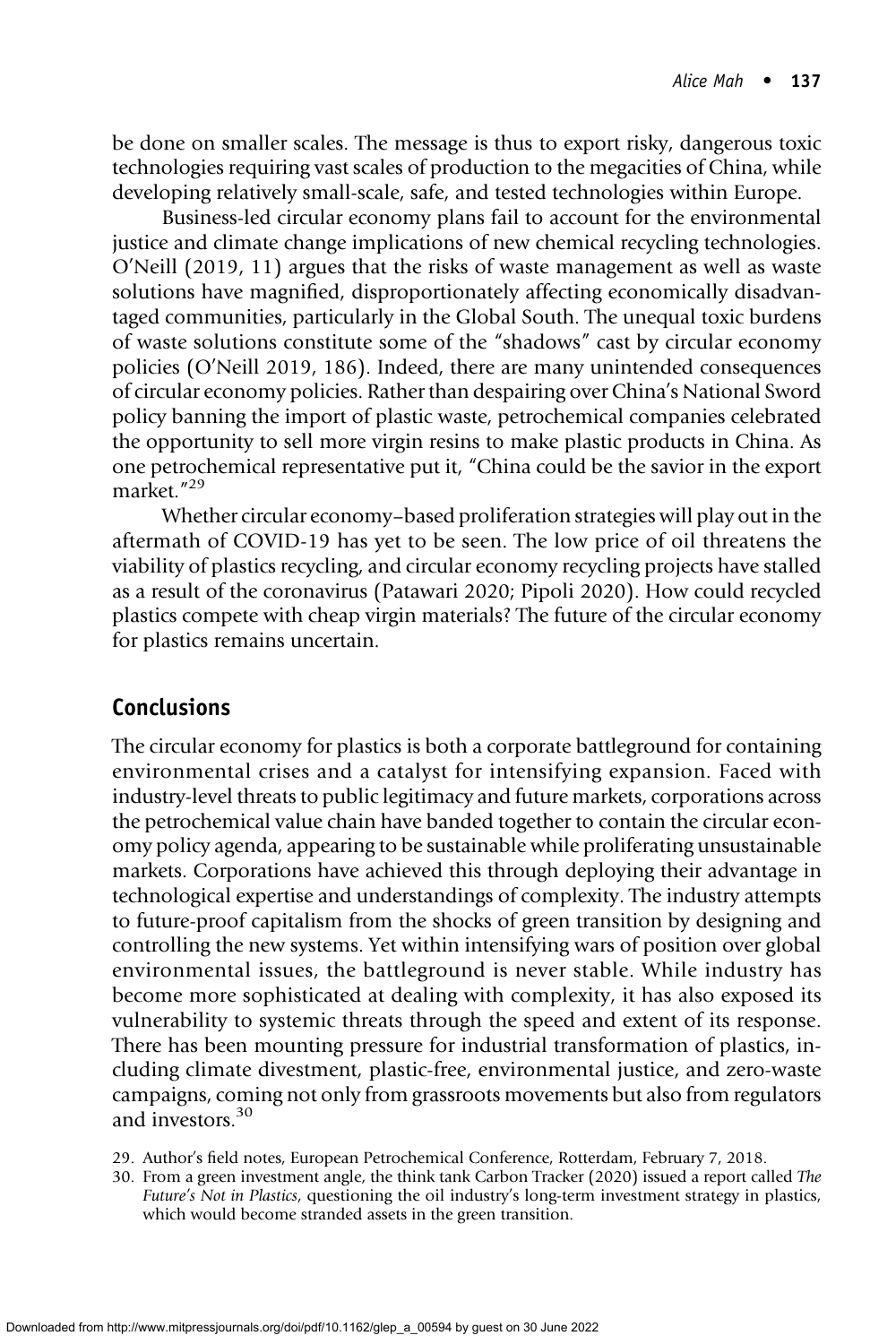be done on smaller scales. The message is thus to export risky, dangerous toxic technologies requiring vast scales of production to the megacities of China, while developing relatively small-scale, safe, and tested technologies within Europe.

Business-led circular economy plans fail to account for the environmental justice and climate change implications of new chemical recycling technologies. O'Neill (2019, 11) argues that the risks of waste management as well as waste solutions have magnified, disproportionately affecting economically disadvantaged communities, particularly in the Global South. The unequal toxic burdens of waste solutions constitute some of the "shadows" cast by circular economy policies (O'Neill 2019, 186). Indeed, there are many unintended consequences of circular economy policies. Rather than despairing over China's National Sword policy banning the import of plastic waste, petrochemical companies celebrated the opportunity to sell more virgin resins to make plastic products in China. As one petrochemical representative put it, "China could be the savior in the export market."[29]

Whether circular economy–based proliferation strategies will play out in the aftermath of COVID-19 has yet to be seen. The low price of oil threatens the viability of plastics recycling, and circular economy recycling projects have stalled as a result of the coronavirus (Patawari 2020; Pipoli 2020). How could recycled plastics compete with cheap virgin materials? The future of the circular economy for plastics remains uncertain.

## Conclusions

The circular economy for plastics is both a corporate battleground for containing environmental crises and a catalyst for intensifying expansion. Faced with industry-level threats to public legitimacy and future markets, corporations across the petrochemical value chain have banded together to contain the circular economy policy agenda, appearing to be sustainable while proliferating unsustainable markets. Corporations have achieved this through deploying their advantage in technological expertise and understandings of complexity. The industry attempts to future-proof capitalism from the shocks of green transition by designing and controlling the new systems. Yet within intensifying wars of position over global environmental issues, the battleground is never stable. While industry has become more sophisticated at dealing with complexity, it has also exposed its vulnerability to systemic threats through the speed and extent of its response. There has been mounting pressure for industrial transformation of plastics, including climate divestment, plastic-free, environmental justice, and zero-waste campaigns, coming not only from grassroots movements but also from regulators and investors.[30]

29. Author's field notes, European Petrochemical Conference, Rotterdam, February 7, 2018.

30. From a green investment angle, the think tank Carbon Tracker (2020) issued a report called *The Future's Not in Plastics*, questioning the oil industry's long-term investment strategy in plastics, which would become stranded assets in the green transition.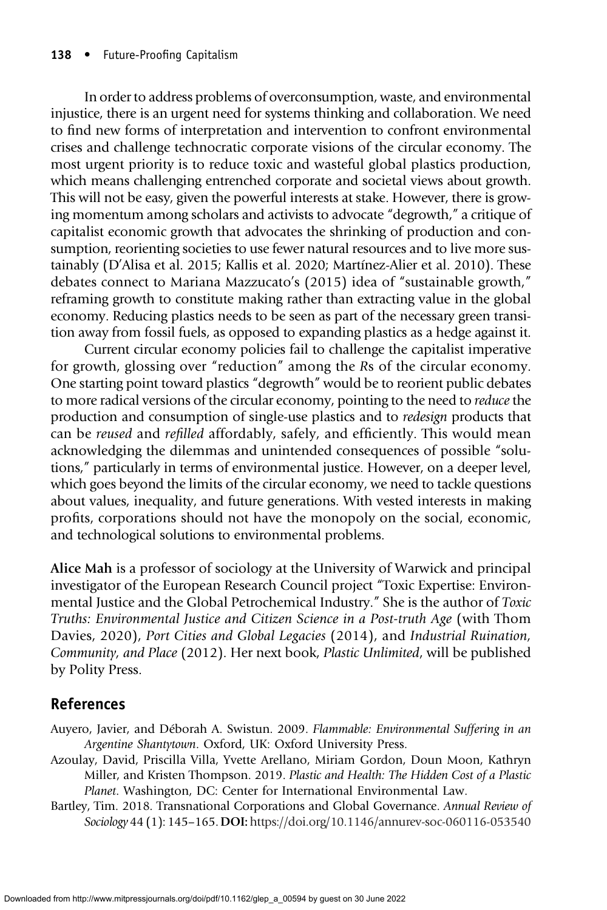In order to address problems of overconsumption, waste, and environmental injustice, there is an urgent need for systems thinking and collaboration. We need to find new forms of interpretation and intervention to confront environmental crises and challenge technocratic corporate visions of the circular economy. The most urgent priority is to reduce toxic and wasteful global plastics production, which means challenging entrenched corporate and societal views about growth. This will not be easy, given the powerful interests at stake. However, there is growing momentum among scholars and activists to advocate "degrowth," a critique of capitalist economic growth that advocates the shrinking of production and consumption, reorienting societies to use fewer natural resources and to live more sustainably (D'Alisa et al. 2015; Kallis et al. 2020; Martínez-Alier et al. 2010). These debates connect to Mariana Mazzucato's (2015) idea of "sustainable growth," reframing growth to constitute making rather than extracting value in the global economy. Reducing plastics needs to be seen as part of the necessary green transition away from fossil fuels, as opposed to expanding plastics as a hedge against it.

Current circular economy policies fail to challenge the capitalist imperative for growth, glossing over "reduction" among the *R*s of the circular economy. One starting point toward plastics "degrowth" would be to reorient public debates to more radical versions of the circular economy, pointing to the need to *reduce* the production and consumption of single-use plastics and to *redesign* products that can be *reused* and *refilled* affordably, safely, and efficiently. This would mean acknowledging the dilemmas and unintended consequences of possible "solutions," particularly in terms of environmental justice. However, on a deeper level, which goes beyond the limits of the circular economy, we need to tackle questions about values, inequality, and future generations. With vested interests in making profits, corporations should not have the monopoly on the social, economic, and technological solutions to environmental problems.

**Alice Mah** is a professor of sociology at the University of Warwick and principal investigator of the European Research Council project "Toxic Expertise: Environmental Justice and the Global Petrochemical Industry." She is the author of *Toxic Truths: Environmental Justice and Citizen Science in a Post-truth Age* (with Thom Davies, 2020), *Port Cities and Global Legacies* (2014), and *Industrial Ruination, Community, and Place* (2012). Her next book, *Plastic Unlimited*, will be published by Polity Press.

## References

Auyero, Javier, and Déborah A. Swistun. 2009. *Flammable: Environmental Suffering in an Argentine Shantytown*. Oxford, UK: Oxford University Press.

Azoulay, David, Priscilla Villa, Yvette Arellano, Miriam Gordon, Doun Moon, Kathryn Miller, and Kristen Thompson. 2019. *Plastic and Health: The Hidden Cost of a Plastic Planet*. Washington, DC: Center for International Environmental Law.

Bartley, Tim. 2018. Transnational Corporations and Global Governance. *Annual Review of Sociology* 44 (1): 145–165. **DOI:** https://doi.org/10.1146/annurev-soc-060116-053540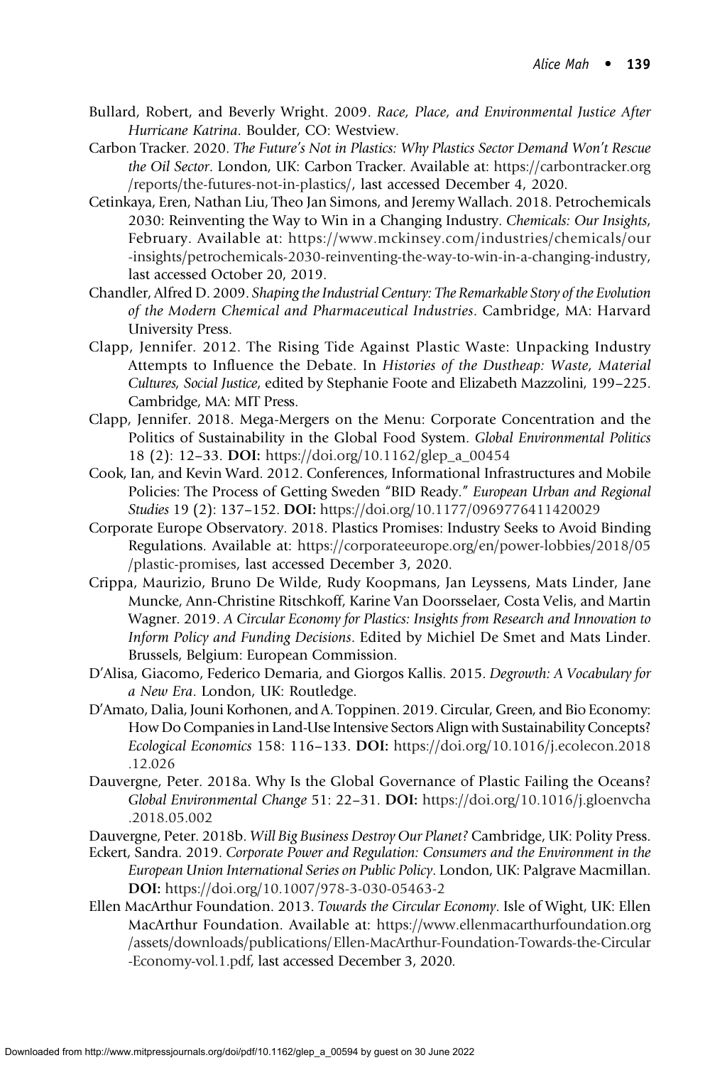Bullard, Robert, and Beverly Wright. 2009. *Race, Place, and Environmental Justice After Hurricane Katrina*. Boulder, CO: Westview.

Carbon Tracker. 2020. *The Future's Not in Plastics: Why Plastics Sector Demand Won't Rescue the Oil Sector*. London, UK: Carbon Tracker. Available at: https://carbontracker.org/reports/the-futures-not-in-plastics/, last accessed December 4, 2020.

Cetinkaya, Eren, Nathan Liu, Theo Jan Simons, and Jeremy Wallach. 2018. Petrochemicals 2030: Reinventing the Way to Win in a Changing Industry. *Chemicals: Our Insights*, February. Available at: https://www.mckinsey.com/industries/chemicals/our-insights/petrochemicals-2030-reinventing-the-way-to-win-in-a-changing-industry, last accessed October 20, 2019.

Chandler, Alfred D. 2009. *Shaping the Industrial Century: The Remarkable Story of the Evolution of the Modern Chemical and Pharmaceutical Industries*. Cambridge, MA: Harvard University Press.

Clapp, Jennifer. 2012. The Rising Tide Against Plastic Waste: Unpacking Industry Attempts to Influence the Debate. In *Histories of the Dustheap: Waste, Material Cultures, Social Justice*, edited by Stephanie Foote and Elizabeth Mazzolini, 199–225. Cambridge, MA: MIT Press.

Clapp, Jennifer. 2018. Mega-Mergers on the Menu: Corporate Concentration and the Politics of Sustainability in the Global Food System. *Global Environmental Politics* 18 (2): 12–33. **DOI:** https://doi.org/10.1162/glep_a_00454

Cook, Ian, and Kevin Ward. 2012. Conferences, Informational Infrastructures and Mobile Policies: The Process of Getting Sweden "BID Ready." *European Urban and Regional Studies* 19 (2): 137–152. **DOI:** https://doi.org/10.1177/0969776411420029

Corporate Europe Observatory. 2018. Plastics Promises: Industry Seeks to Avoid Binding Regulations. Available at: https://corporateeurope.org/en/power-lobbies/2018/05/plastic-promises, last accessed December 3, 2020.

Crippa, Maurizio, Bruno De Wilde, Rudy Koopmans, Jan Leyssens, Mats Linder, Jane Muncke, Ann-Christine Ritschkoff, Karine Van Doorsselaer, Costa Velis, and Martin Wagner. 2019. *A Circular Economy for Plastics: Insights from Research and Innovation to Inform Policy and Funding Decisions*. Edited by Michiel De Smet and Mats Linder. Brussels, Belgium: European Commission.

D'Alisa, Giacomo, Federico Demaria, and Giorgos Kallis. 2015. *Degrowth: A Vocabulary for a New Era*. London, UK: Routledge.

D'Amato, Dalia, Jouni Korhonen, and A. Toppinen. 2019. Circular, Green, and Bio Economy: How Do Companies in Land-Use Intensive Sectors Align with Sustainability Concepts? *Ecological Economics* 158: 116–133. **DOI:** https://doi.org/10.1016/j.ecolecon.2018.12.026

Dauvergne, Peter. 2018a. Why Is the Global Governance of Plastic Failing the Oceans? *Global Environmental Change* 51: 22–31. **DOI:** https://doi.org/10.1016/j.gloenvcha.2018.05.002

Dauvergne, Peter. 2018b. *Will Big Business Destroy Our Planet?* Cambridge, UK: Polity Press.

Eckert, Sandra. 2019. *Corporate Power and Regulation: Consumers and the Environment in the European Union International Series on Public Policy*. London, UK: Palgrave Macmillan. **DOI:** https://doi.org/10.1007/978-3-030-05463-2

Ellen MacArthur Foundation. 2013. *Towards the Circular Economy*. Isle of Wight, UK: Ellen MacArthur Foundation. Available at: https://www.ellenmacarthurfoundation.org/assets/downloads/publications/Ellen-MacArthur-Foundation-Towards-the-Circular-Economy-vol.1.pdf, last accessed December 3, 2020.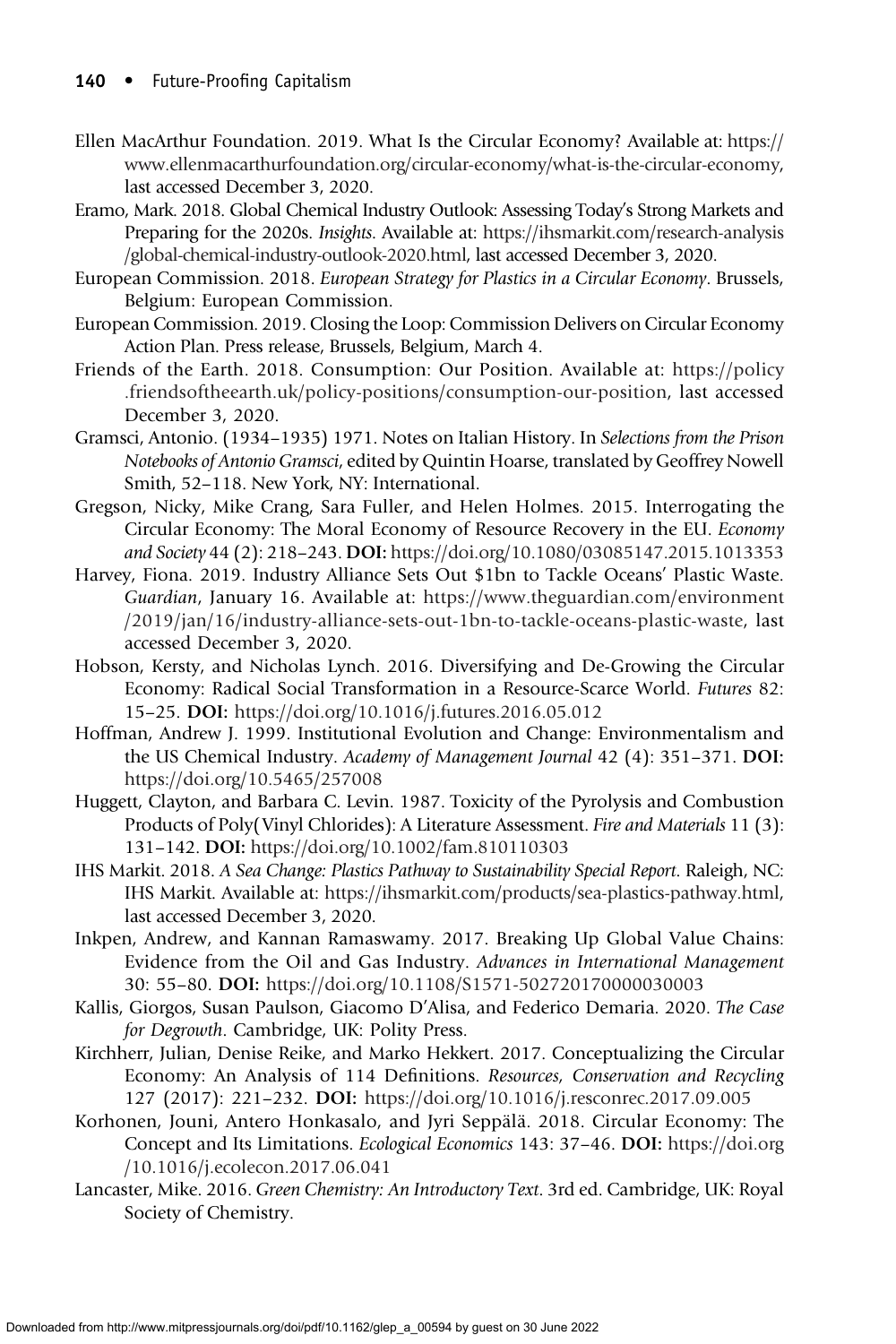Ellen MacArthur Foundation. 2019. What Is the Circular Economy? Available at: https://www.ellenmacarthurfoundation.org/circular-economy/what-is-the-circular-economy, last accessed December 3, 2020.

Eramo, Mark. 2018. Global Chemical Industry Outlook: Assessing Today's Strong Markets and Preparing for the 2020s. *Insights*. Available at: https://ihsmarkit.com/research-analysis/global-chemical-industry-outlook-2020.html, last accessed December 3, 2020.

European Commission. 2018. *European Strategy for Plastics in a Circular Economy*. Brussels, Belgium: European Commission.

European Commission. 2019. Closing the Loop: Commission Delivers on Circular Economy Action Plan. Press release, Brussels, Belgium, March 4.

Friends of the Earth. 2018. Consumption: Our Position. Available at: https://policy.friendsoftheearth.uk/policy-positions/consumption-our-position, last accessed December 3, 2020.

Gramsci, Antonio. (1934–1935) 1971. Notes on Italian History. In *Selections from the Prison Notebooks of Antonio Gramsci*, edited by Quintin Hoarse, translated by Geoffrey Nowell Smith, 52–118. New York, NY: International.

Gregson, Nicky, Mike Crang, Sara Fuller, and Helen Holmes. 2015. Interrogating the Circular Economy: The Moral Economy of Resource Recovery in the EU. *Economy and Society* 44 (2): 218–243. **DOI:** https://doi.org/10.1080/03085147.2015.1013353

Harvey, Fiona. 2019. Industry Alliance Sets Out $1bn to Tackle Oceans' Plastic Waste. *Guardian*, January 16. Available at: https://www.theguardian.com/environment/2019/jan/16/industry-alliance-sets-out-1bn-to-tackle-oceans-plastic-waste, last accessed December 3, 2020.

Hobson, Kersty, and Nicholas Lynch. 2016. Diversifying and De-Growing the Circular Economy: Radical Social Transformation in a Resource-Scarce World. *Futures* 82: 15–25. **DOI:** https://doi.org/10.1016/j.futures.2016.05.012

Hoffman, Andrew J. 1999. Institutional Evolution and Change: Environmentalism and the US Chemical Industry. *Academy of Management Journal* 42 (4): 351–371. **DOI:** https://doi.org/10.5465/257008

Huggett, Clayton, and Barbara C. Levin. 1987. Toxicity of the Pyrolysis and Combustion Products of Poly(Vinyl Chlorides): A Literature Assessment. *Fire and Materials* 11 (3): 131–142. **DOI:** https://doi.org/10.1002/fam.810110303

IHS Markit. 2018. *A Sea Change: Plastics Pathway to Sustainability Special Report*. Raleigh, NC: IHS Markit. Available at: https://ihsmarkit.com/products/sea-plastics-pathway.html, last accessed December 3, 2020.

Inkpen, Andrew, and Kannan Ramaswamy. 2017. Breaking Up Global Value Chains: Evidence from the Oil and Gas Industry. *Advances in International Management* 30: 55–80. **DOI:** https://doi.org/10.1108/S1571-502720170000030003

Kallis, Giorgos, Susan Paulson, Giacomo D'Alisa, and Federico Demaria. 2020. *The Case for Degrowth*. Cambridge, UK: Polity Press.

Kirchherr, Julian, Denise Reike, and Marko Hekkert. 2017. Conceptualizing the Circular Economy: An Analysis of 114 Definitions. *Resources, Conservation and Recycling* 127 (2017): 221–232. **DOI:** https://doi.org/10.1016/j.resconrec.2017.09.005

Korhonen, Jouni, Antero Honkasalo, and Jyri Seppälä. 2018. Circular Economy: The Concept and Its Limitations. *Ecological Economics* 143: 37–46. **DOI:** https://doi.org/10.1016/j.ecolecon.2017.06.041

Lancaster, Mike. 2016. *Green Chemistry: An Introductory Text*. 3rd ed. Cambridge, UK: Royal Society of Chemistry.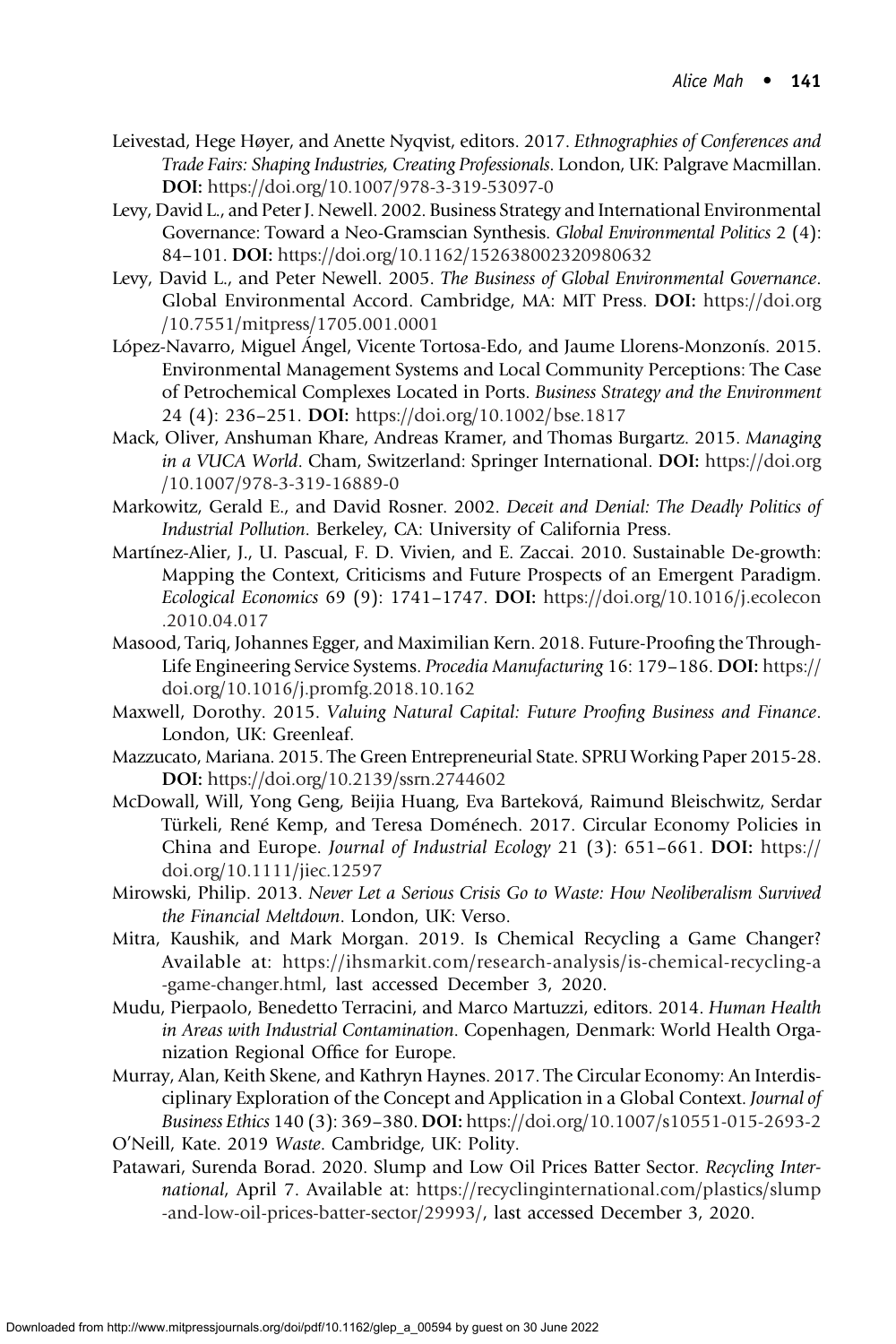Leivestad, Hege Høyer, and Anette Nyqvist, editors. 2017. *Ethnographies of Conferences and Trade Fairs: Shaping Industries, Creating Professionals*. London, UK: Palgrave Macmillan. **DOI:** https://doi.org/10.1007/978-3-319-53097-0

Levy, David L., and Peter J. Newell. 2002. Business Strategy and International Environmental Governance: Toward a Neo-Gramscian Synthesis. *Global Environmental Politics* 2 (4): 84–101. **DOI:** https://doi.org/10.1162/152638002320980632

Levy, David L., and Peter Newell. 2005. *The Business of Global Environmental Governance*. Global Environmental Accord. Cambridge, MA: MIT Press. **DOI:** https://doi.org/10.7551/mitpress/1705.001.0001

López-Navarro, Miguel Ángel, Vicente Tortosa-Edo, and Jaume Llorens-Monzonís. 2015. Environmental Management Systems and Local Community Perceptions: The Case of Petrochemical Complexes Located in Ports. *Business Strategy and the Environment* 24 (4): 236–251. **DOI:** https://doi.org/10.1002/bse.1817

Mack, Oliver, Anshuman Khare, Andreas Kramer, and Thomas Burgartz. 2015. *Managing in a VUCA World*. Cham, Switzerland: Springer International. **DOI:** https://doi.org/10.1007/978-3-319-16889-0

Markowitz, Gerald E., and David Rosner. 2002. *Deceit and Denial: The Deadly Politics of Industrial Pollution*. Berkeley, CA: University of California Press.

Martínez-Alier, J., U. Pascual, F. D. Vivien, and E. Zaccai. 2010. Sustainable De-growth: Mapping the Context, Criticisms and Future Prospects of an Emergent Paradigm. *Ecological Economics* 69 (9): 1741–1747. **DOI:** https://doi.org/10.1016/j.ecolecon.2010.04.017

Masood, Tariq, Johannes Egger, and Maximilian Kern. 2018. Future-Proofing the Through-Life Engineering Service Systems. *Procedia Manufacturing* 16: 179–186. **DOI:** https://doi.org/10.1016/j.promfg.2018.10.162

Maxwell, Dorothy. 2015. *Valuing Natural Capital: Future Proofing Business and Finance*. London, UK: Greenleaf.

Mazzucato, Mariana. 2015. The Green Entrepreneurial State. SPRU Working Paper 2015-28. **DOI:** https://doi.org/10.2139/ssrn.2744602

McDowall, Will, Yong Geng, Beijia Huang, Eva Barteková, Raimund Bleischwitz, Serdar Türkeli, René Kemp, and Teresa Doménech. 2017. Circular Economy Policies in China and Europe. *Journal of Industrial Ecology* 21 (3): 651–661. **DOI:** https://doi.org/10.1111/jiec.12597

Mirowski, Philip. 2013. *Never Let a Serious Crisis Go to Waste: How Neoliberalism Survived the Financial Meltdown*. London, UK: Verso.

Mitra, Kaushik, and Mark Morgan. 2019. Is Chemical Recycling a Game Changer? Available at: https://ihsmarkit.com/research-analysis/is-chemical-recycling-a-game-changer.html, last accessed December 3, 2020.

Mudu, Pierpaolo, Benedetto Terracini, and Marco Martuzzi, editors. 2014. *Human Health in Areas with Industrial Contamination*. Copenhagen, Denmark: World Health Organization Regional Office for Europe.

Murray, Alan, Keith Skene, and Kathryn Haynes. 2017. The Circular Economy: An Interdisciplinary Exploration of the Concept and Application in a Global Context. *Journal of Business Ethics* 140 (3): 369–380. **DOI:** https://doi.org/10.1007/s10551-015-2693-2

O'Neill, Kate. 2019 *Waste*. Cambridge, UK: Polity.

Patawari, Surenda Borad. 2020. Slump and Low Oil Prices Batter Sector. *Recycling International*, April 7. Available at: https://recyclinginternational.com/plastics/slump-and-low-oil-prices-batter-sector/29993/, last accessed December 3, 2020.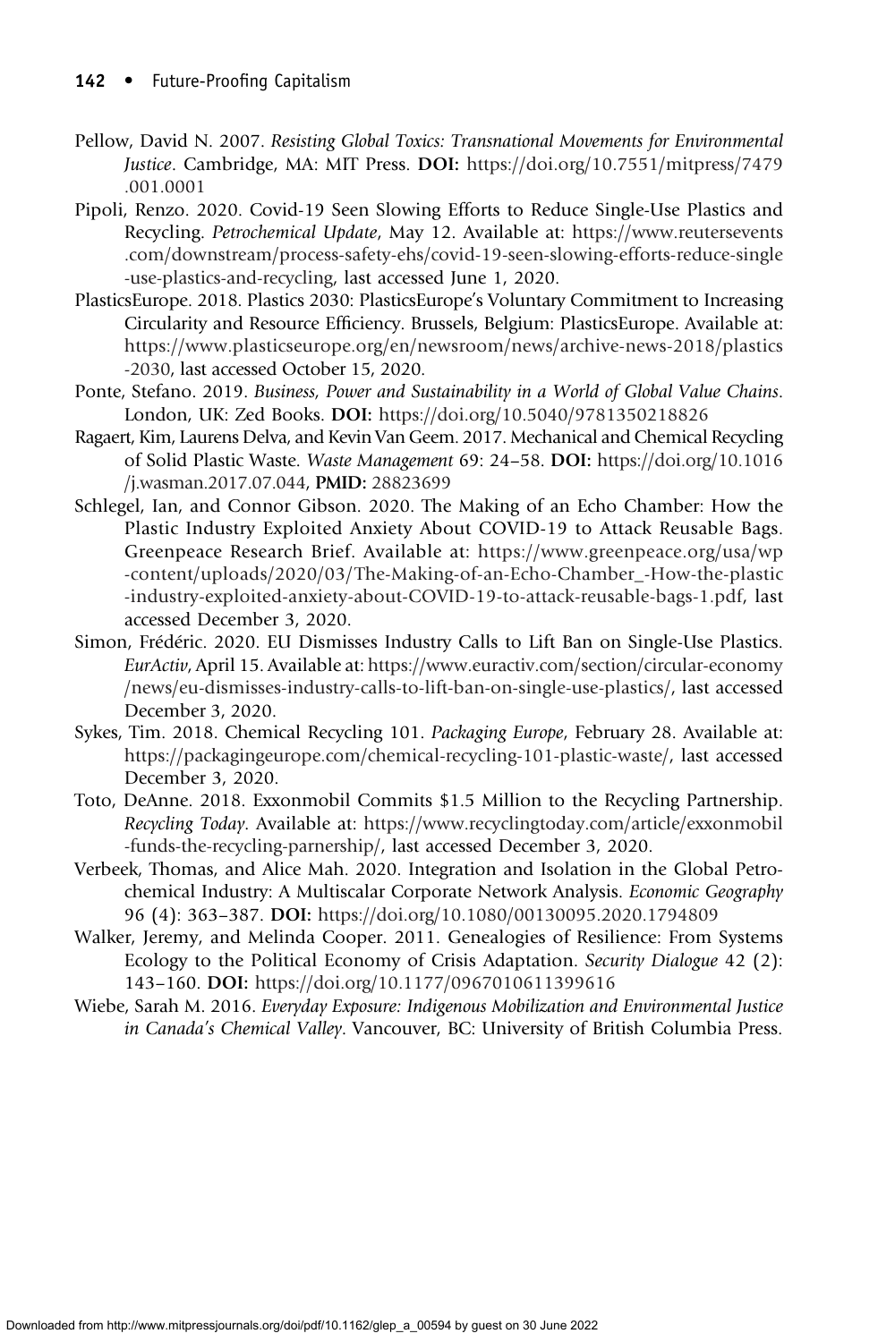Pellow, David N. 2007. *Resisting Global Toxics: Transnational Movements for Environmental Justice*. Cambridge, MA: MIT Press. **DOI:** https://doi.org/10.7551/mitpress/7479.001.0001

Pipoli, Renzo. 2020. Covid-19 Seen Slowing Efforts to Reduce Single-Use Plastics and Recycling. *Petrochemical Update*, May 12. Available at: https://www.reutersevents.com/downstream/process-safety-ehs/covid-19-seen-slowing-efforts-reduce-single-use-plastics-and-recycling, last accessed June 1, 2020.

PlasticsEurope. 2018. Plastics 2030: PlasticsEurope's Voluntary Commitment to Increasing Circularity and Resource Efficiency. Brussels, Belgium: PlasticsEurope. Available at: https://www.plasticseurope.org/en/newsroom/news/archive-news-2018/plastics-2030, last accessed October 15, 2020.

Ponte, Stefano. 2019. *Business, Power and Sustainability in a World of Global Value Chains*. London, UK: Zed Books. **DOI:** https://doi.org/10.5040/9781350218826

Ragaert, Kim, Laurens Delva, and Kevin Van Geem. 2017. Mechanical and Chemical Recycling of Solid Plastic Waste. *Waste Management* 69: 24–58. **DOI:** https://doi.org/10.1016/j.wasman.2017.07.044, **PMID:** 28823699

Schlegel, Ian, and Connor Gibson. 2020. The Making of an Echo Chamber: How the Plastic Industry Exploited Anxiety About COVID-19 to Attack Reusable Bags. Greenpeace Research Brief. Available at: https://www.greenpeace.org/usa/wp-content/uploads/2020/03/The-Making-of-an-Echo-Chamber_-How-the-plastic-industry-exploited-anxiety-about-COVID-19-to-attack-reusable-bags-1.pdf, last accessed December 3, 2020.

Simon, Frédéric. 2020. EU Dismisses Industry Calls to Lift Ban on Single-Use Plastics. *EurActiv*, April 15. Available at: https://www.euractiv.com/section/circular-economy/news/eu-dismisses-industry-calls-to-lift-ban-on-single-use-plastics/, last accessed December 3, 2020.

Sykes, Tim. 2018. Chemical Recycling 101. *Packaging Europe*, February 28. Available at: https://packagingeurope.com/chemical-recycling-101-plastic-waste/, last accessed December 3, 2020.

Toto, DeAnne. 2018. Exxonmobil Commits $1.5 Million to the Recycling Partnership. *Recycling Today*. Available at: https://www.recyclingtoday.com/article/exxonmobil-funds-the-recycling-parnership/, last accessed December 3, 2020.

Verbeek, Thomas, and Alice Mah. 2020. Integration and Isolation in the Global Petrochemical Industry: A Multiscalar Corporate Network Analysis. *Economic Geography* 96 (4): 363–387. **DOI:** https://doi.org/10.1080/00130095.2020.1794809

Walker, Jeremy, and Melinda Cooper. 2011. Genealogies of Resilience: From Systems Ecology to the Political Economy of Crisis Adaptation. *Security Dialogue* 42 (2): 143–160. **DOI:** https://doi.org/10.1177/0967010611399616

Wiebe, Sarah M. 2016. *Everyday Exposure: Indigenous Mobilization and Environmental Justice in Canada's Chemical Valley*. Vancouver, BC: University of British Columbia Press.